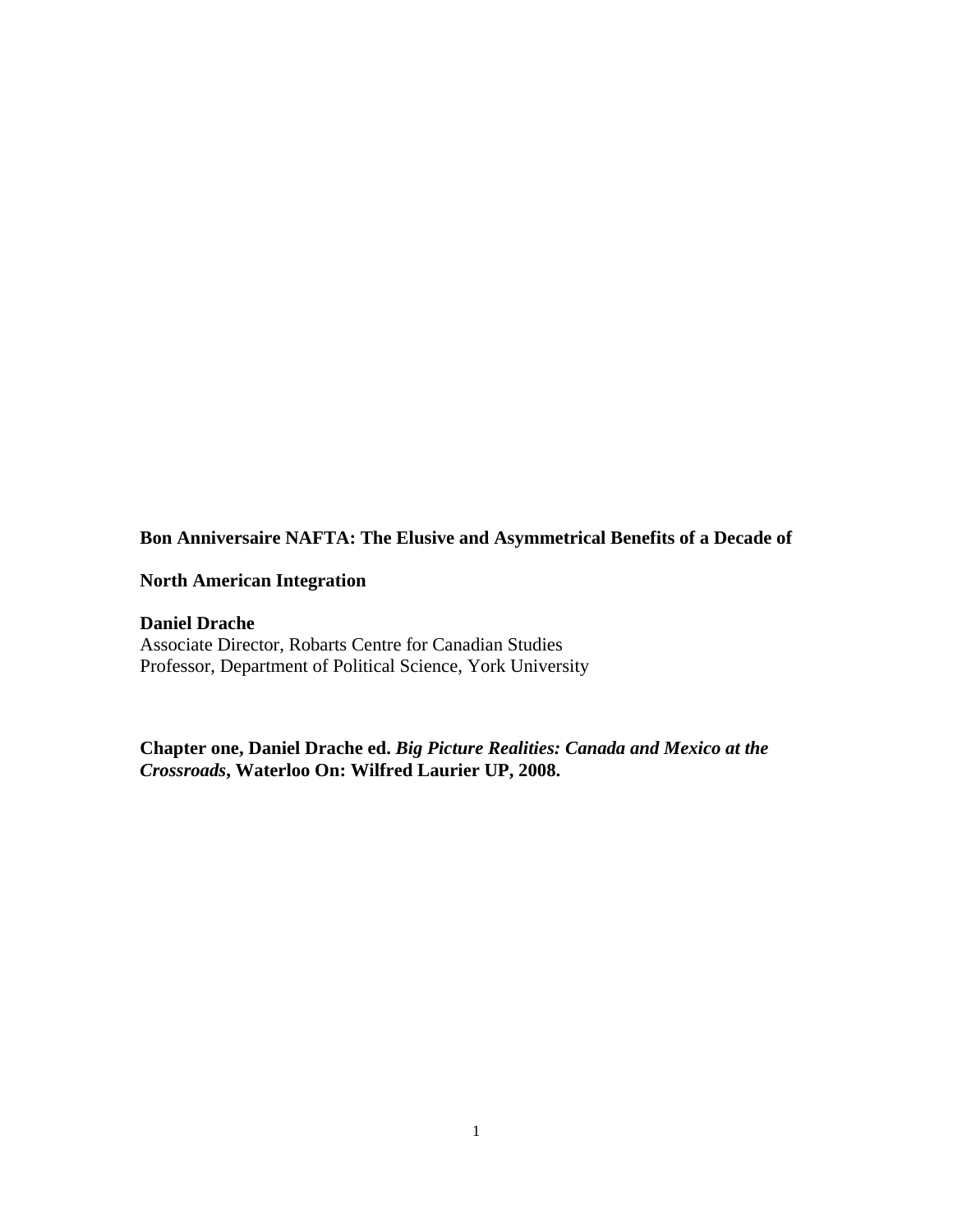# Bon Anniversaire NAFTA: The Elusive and Asymmetrical Benefits of a Decade of North American Integration

**Daniel Drache**
Associate Director, Robarts Centre for Canadian Studies
Professor, Department of Political Science, York University

**Chapter one, Daniel Drache ed. *Big Picture Realities: Canada and Mexico at the Crossroads*, Waterloo On: Wilfred Laurier UP, 2008.**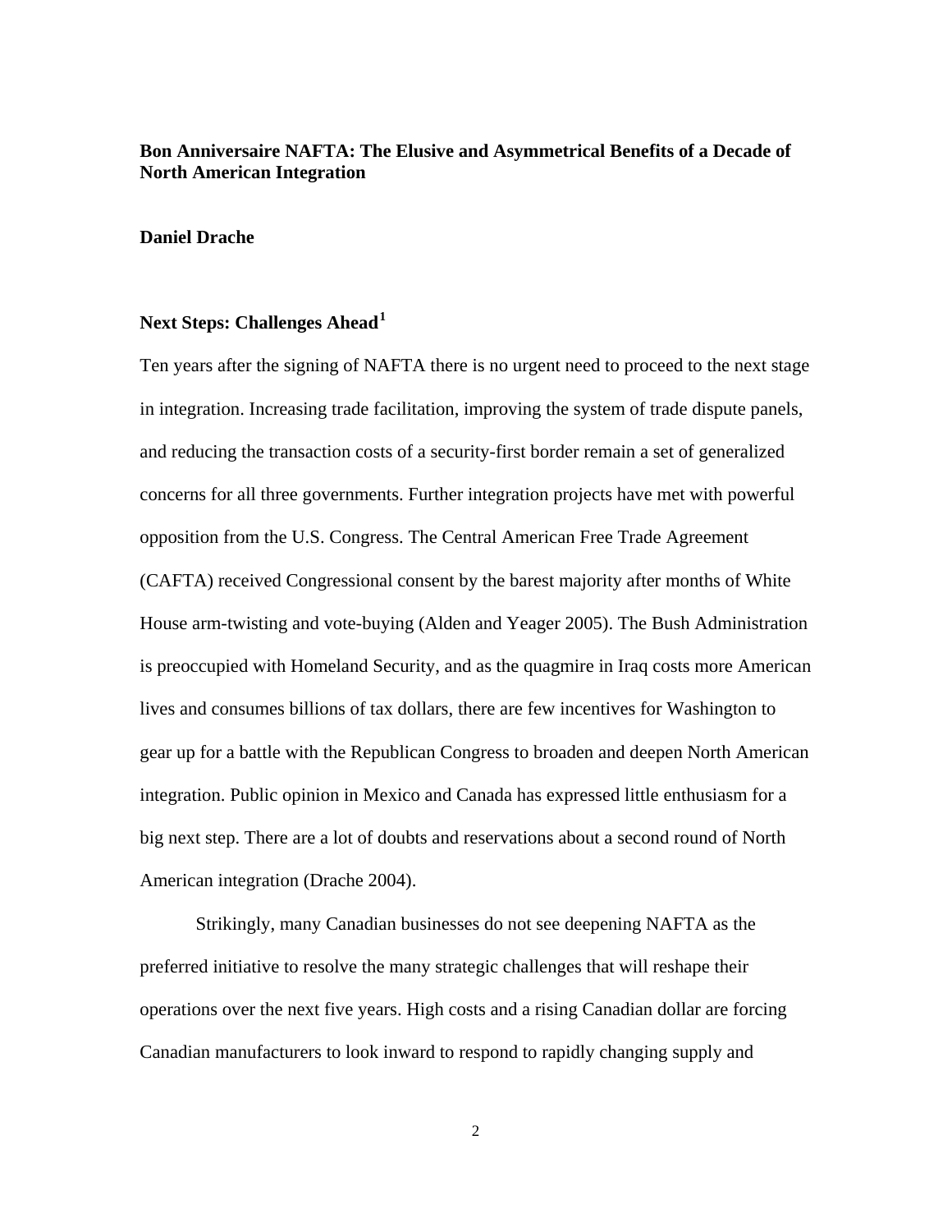**Bon Anniversaire NAFTA: The Elusive and Asymmetrical Benefits of a Decade of North American Integration**

**Daniel Drache**

## Next Steps: Challenges Ahead[1]

Ten years after the signing of NAFTA there is no urgent need to proceed to the next stage in integration. Increasing trade facilitation, improving the system of trade dispute panels, and reducing the transaction costs of a security-first border remain a set of generalized concerns for all three governments. Further integration projects have met with powerful opposition from the U.S. Congress. The Central American Free Trade Agreement (CAFTA) received Congressional consent by the barest majority after months of White House arm-twisting and vote-buying (Alden and Yeager 2005). The Bush Administration is preoccupied with Homeland Security, and as the quagmire in Iraq costs more American lives and consumes billions of tax dollars, there are few incentives for Washington to gear up for a battle with the Republican Congress to broaden and deepen North American integration. Public opinion in Mexico and Canada has expressed little enthusiasm for a big next step. There are a lot of doubts and reservations about a second round of North American integration (Drache 2004).

Strikingly, many Canadian businesses do not see deepening NAFTA as the preferred initiative to resolve the many strategic challenges that will reshape their operations over the next five years. High costs and a rising Canadian dollar are forcing Canadian manufacturers to look inward to respond to rapidly changing supply and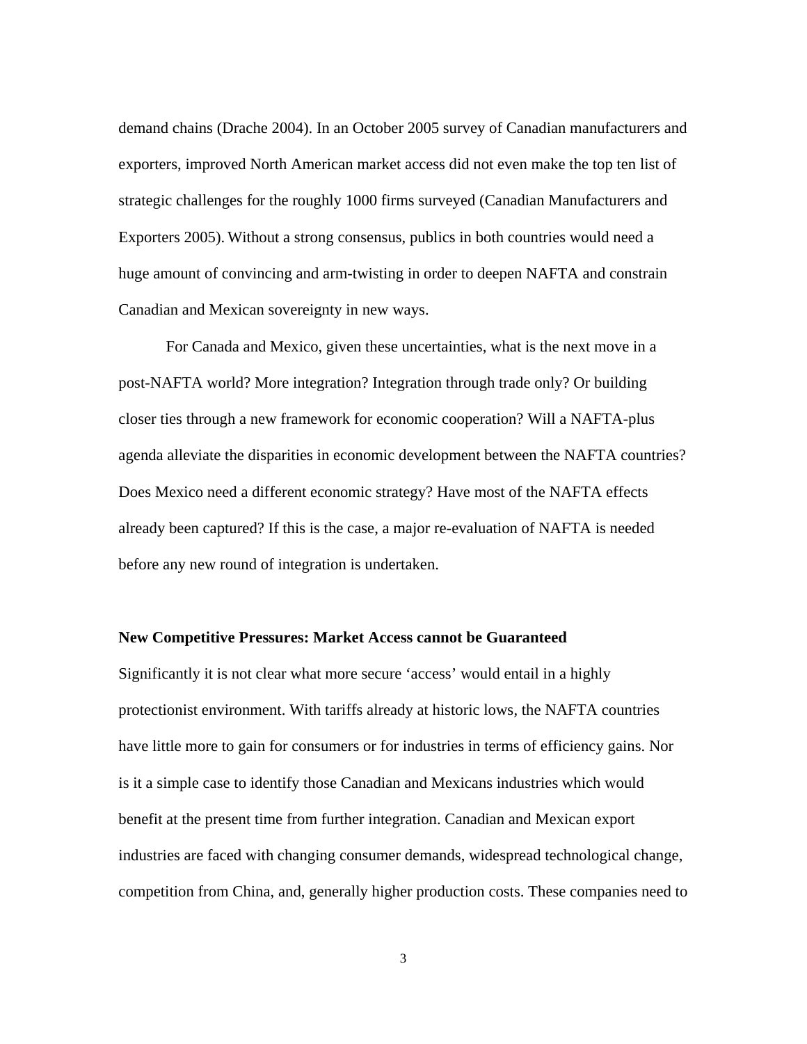demand chains (Drache 2004). In an October 2005 survey of Canadian manufacturers and exporters, improved North American market access did not even make the top ten list of strategic challenges for the roughly 1000 firms surveyed (Canadian Manufacturers and Exporters 2005). Without a strong consensus, publics in both countries would need a huge amount of convincing and arm-twisting in order to deepen NAFTA and constrain Canadian and Mexican sovereignty in new ways.

For Canada and Mexico, given these uncertainties, what is the next move in a post-NAFTA world? More integration? Integration through trade only? Or building closer ties through a new framework for economic cooperation? Will a NAFTA-plus agenda alleviate the disparities in economic development between the NAFTA countries? Does Mexico need a different economic strategy? Have most of the NAFTA effects already been captured? If this is the case, a major re-evaluation of NAFTA is needed before any new round of integration is undertaken.

**New Competitive Pressures: Market Access cannot be Guaranteed**

Significantly it is not clear what more secure 'access' would entail in a highly protectionist environment. With tariffs already at historic lows, the NAFTA countries have little more to gain for consumers or for industries in terms of efficiency gains. Nor is it a simple case to identify those Canadian and Mexicans industries which would benefit at the present time from further integration. Canadian and Mexican export industries are faced with changing consumer demands, widespread technological change, competition from China, and, generally higher production costs. These companies need to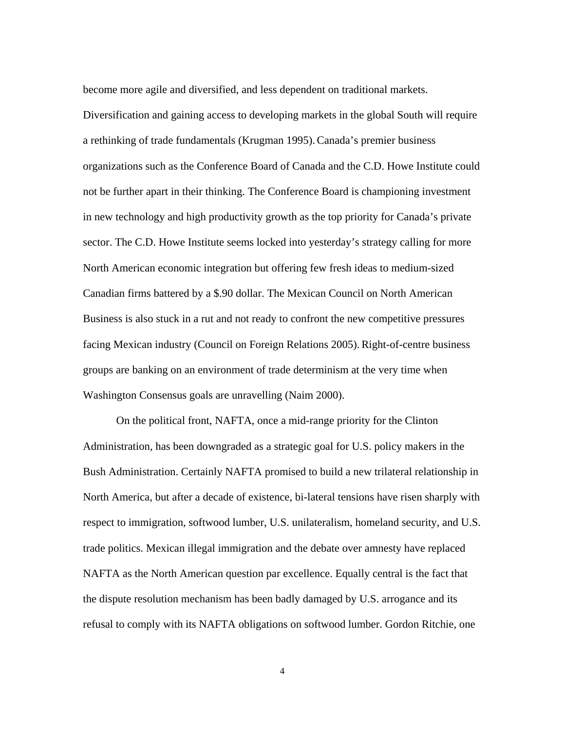become more agile and diversified, and less dependent on traditional markets. Diversification and gaining access to developing markets in the global South will require a rethinking of trade fundamentals (Krugman 1995). Canada's premier business organizations such as the Conference Board of Canada and the C.D. Howe Institute could not be further apart in their thinking. The Conference Board is championing investment in new technology and high productivity growth as the top priority for Canada's private sector. The C.D. Howe Institute seems locked into yesterday's strategy calling for more North American economic integration but offering few fresh ideas to medium-sized Canadian firms battered by a $.90 dollar. The Mexican Council on North American Business is also stuck in a rut and not ready to confront the new competitive pressures facing Mexican industry (Council on Foreign Relations 2005). Right-of-centre business groups are banking on an environment of trade determinism at the very time when Washington Consensus goals are unravelling (Naim 2000).

On the political front, NAFTA, once a mid-range priority for the Clinton Administration, has been downgraded as a strategic goal for U.S. policy makers in the Bush Administration. Certainly NAFTA promised to build a new trilateral relationship in North America, but after a decade of existence, bi-lateral tensions have risen sharply with respect to immigration, softwood lumber, U.S. unilateralism, homeland security, and U.S. trade politics. Mexican illegal immigration and the debate over amnesty have replaced NAFTA as the North American question par excellence. Equally central is the fact that the dispute resolution mechanism has been badly damaged by U.S. arrogance and its refusal to comply with its NAFTA obligations on softwood lumber. Gordon Ritchie, one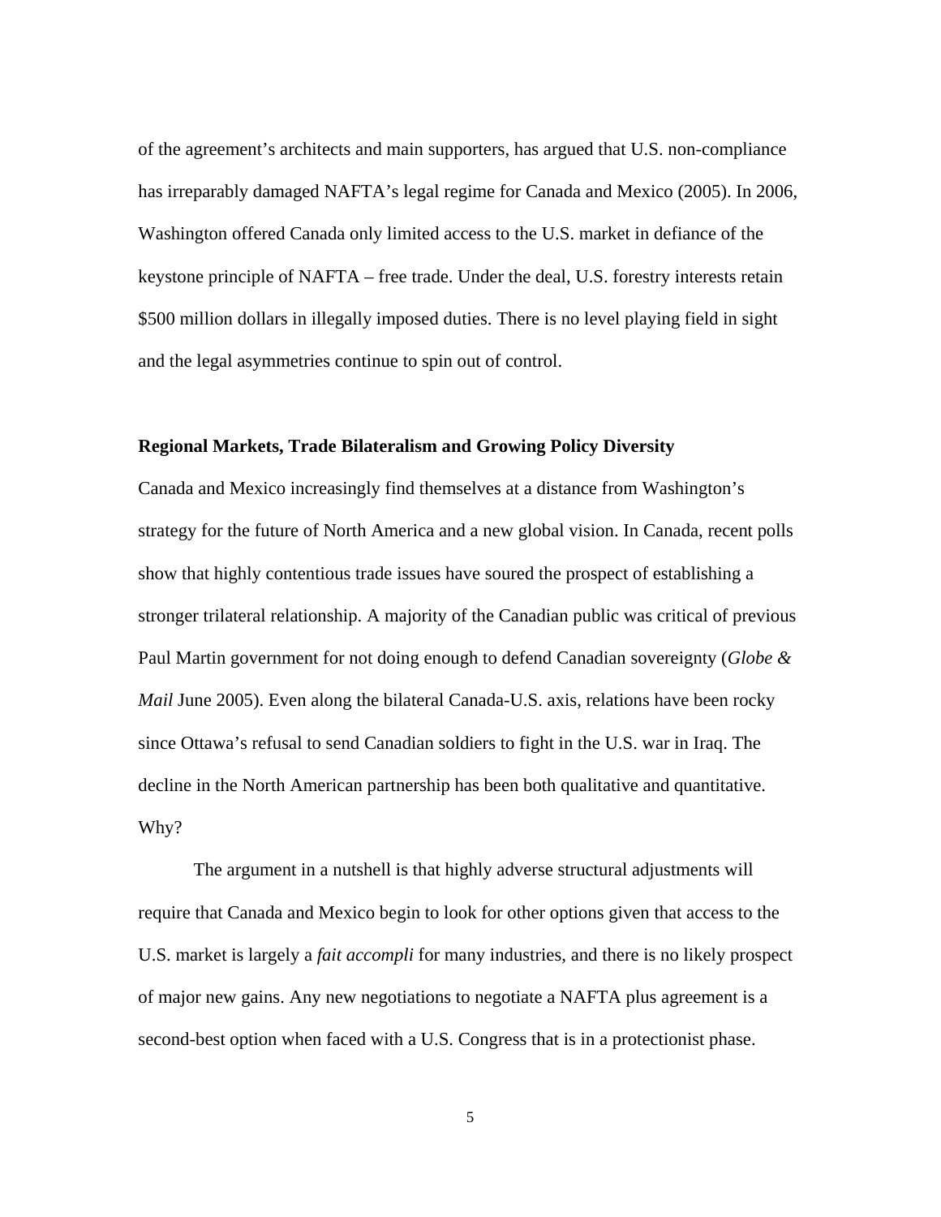of the agreement's architects and main supporters, has argued that U.S. non-compliance has irreparably damaged NAFTA's legal regime for Canada and Mexico (2005). In 2006, Washington offered Canada only limited access to the U.S. market in defiance of the keystone principle of NAFTA – free trade. Under the deal, U.S. forestry interests retain $500 million dollars in illegally imposed duties. There is no level playing field in sight and the legal asymmetries continue to spin out of control.

**Regional Markets, Trade Bilateralism and Growing Policy Diversity**

Canada and Mexico increasingly find themselves at a distance from Washington's strategy for the future of North America and a new global vision. In Canada, recent polls show that highly contentious trade issues have soured the prospect of establishing a stronger trilateral relationship. A majority of the Canadian public was critical of previous Paul Martin government for not doing enough to defend Canadian sovereignty (*Globe & Mail* June 2005). Even along the bilateral Canada-U.S. axis, relations have been rocky since Ottawa's refusal to send Canadian soldiers to fight in the U.S. war in Iraq. The decline in the North American partnership has been both qualitative and quantitative. Why?

The argument in a nutshell is that highly adverse structural adjustments will require that Canada and Mexico begin to look for other options given that access to the U.S. market is largely a *fait accompli* for many industries, and there is no likely prospect of major new gains. Any new negotiations to negotiate a NAFTA plus agreement is a second-best option when faced with a U.S. Congress that is in a protectionist phase.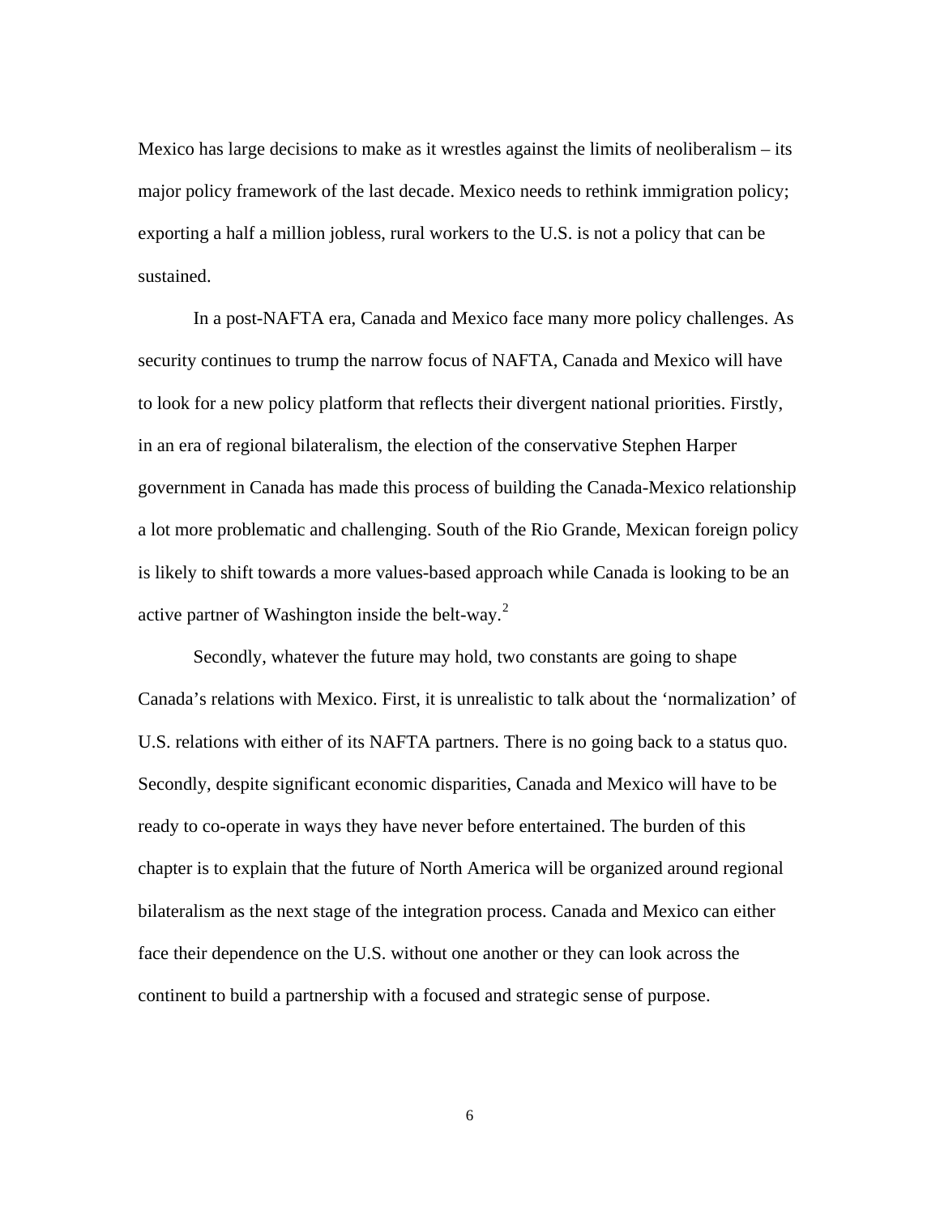Mexico has large decisions to make as it wrestles against the limits of neoliberalism – its major policy framework of the last decade. Mexico needs to rethink immigration policy; exporting a half a million jobless, rural workers to the U.S. is not a policy that can be sustained.

In a post-NAFTA era, Canada and Mexico face many more policy challenges. As security continues to trump the narrow focus of NAFTA, Canada and Mexico will have to look for a new policy platform that reflects their divergent national priorities. Firstly, in an era of regional bilateralism, the election of the conservative Stephen Harper government in Canada has made this process of building the Canada-Mexico relationship a lot more problematic and challenging. South of the Rio Grande, Mexican foreign policy is likely to shift towards a more values-based approach while Canada is looking to be an active partner of Washington inside the belt-way.[2]

Secondly, whatever the future may hold, two constants are going to shape Canada's relations with Mexico. First, it is unrealistic to talk about the 'normalization' of U.S. relations with either of its NAFTA partners. There is no going back to a status quo. Secondly, despite significant economic disparities, Canada and Mexico will have to be ready to co-operate in ways they have never before entertained. The burden of this chapter is to explain that the future of North America will be organized around regional bilateralism as the next stage of the integration process. Canada and Mexico can either face their dependence on the U.S. without one another or they can look across the continent to build a partnership with a focused and strategic sense of purpose.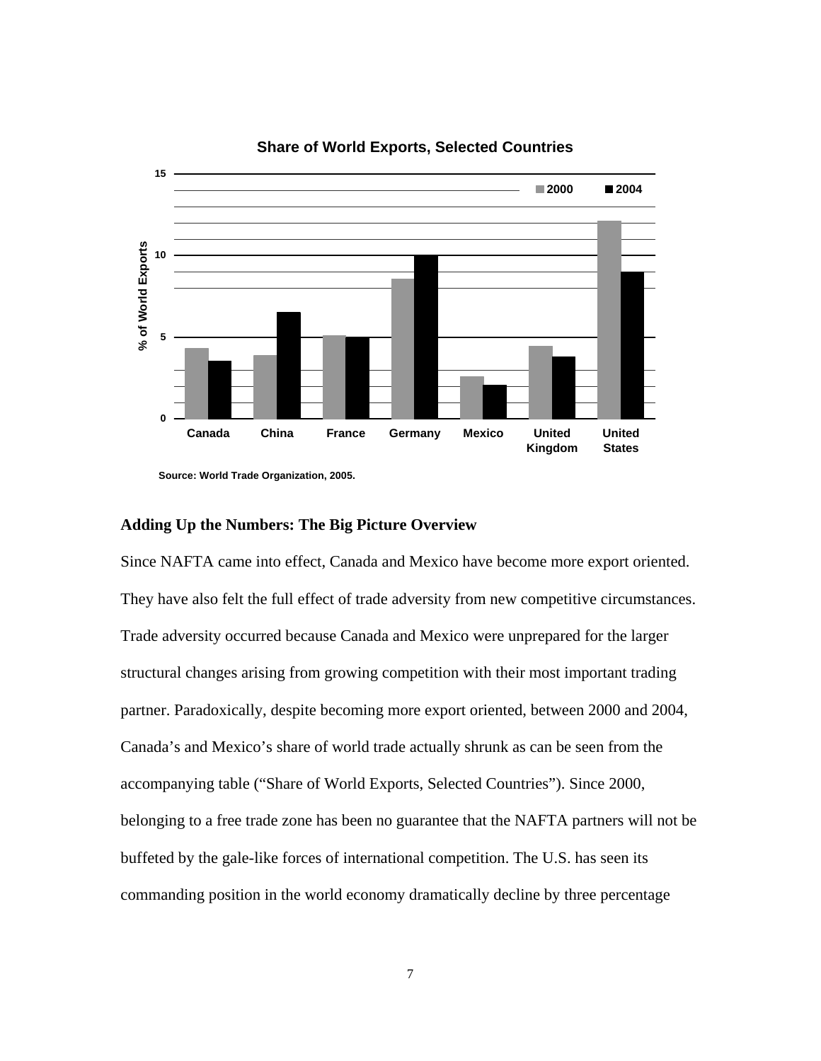**Share of World Exports, Selected Countries**

Source: World Trade Organization, 2005.

### Adding Up the Numbers: The Big Picture Overview

Since NAFTA came into effect, Canada and Mexico have become more export oriented. They have also felt the full effect of trade adversity from new competitive circumstances. Trade adversity occurred because Canada and Mexico were unprepared for the larger structural changes arising from growing competition with their most important trading partner. Paradoxically, despite becoming more export oriented, between 2000 and 2004, Canada's and Mexico's share of world trade actually shrunk as can be seen from the accompanying table ("Share of World Exports, Selected Countries"). Since 2000, belonging to a free trade zone has been no guarantee that the NAFTA partners will not be buffeted by the gale-like forces of international competition. The U.S. has seen its commanding position in the world economy dramatically decline by three percentage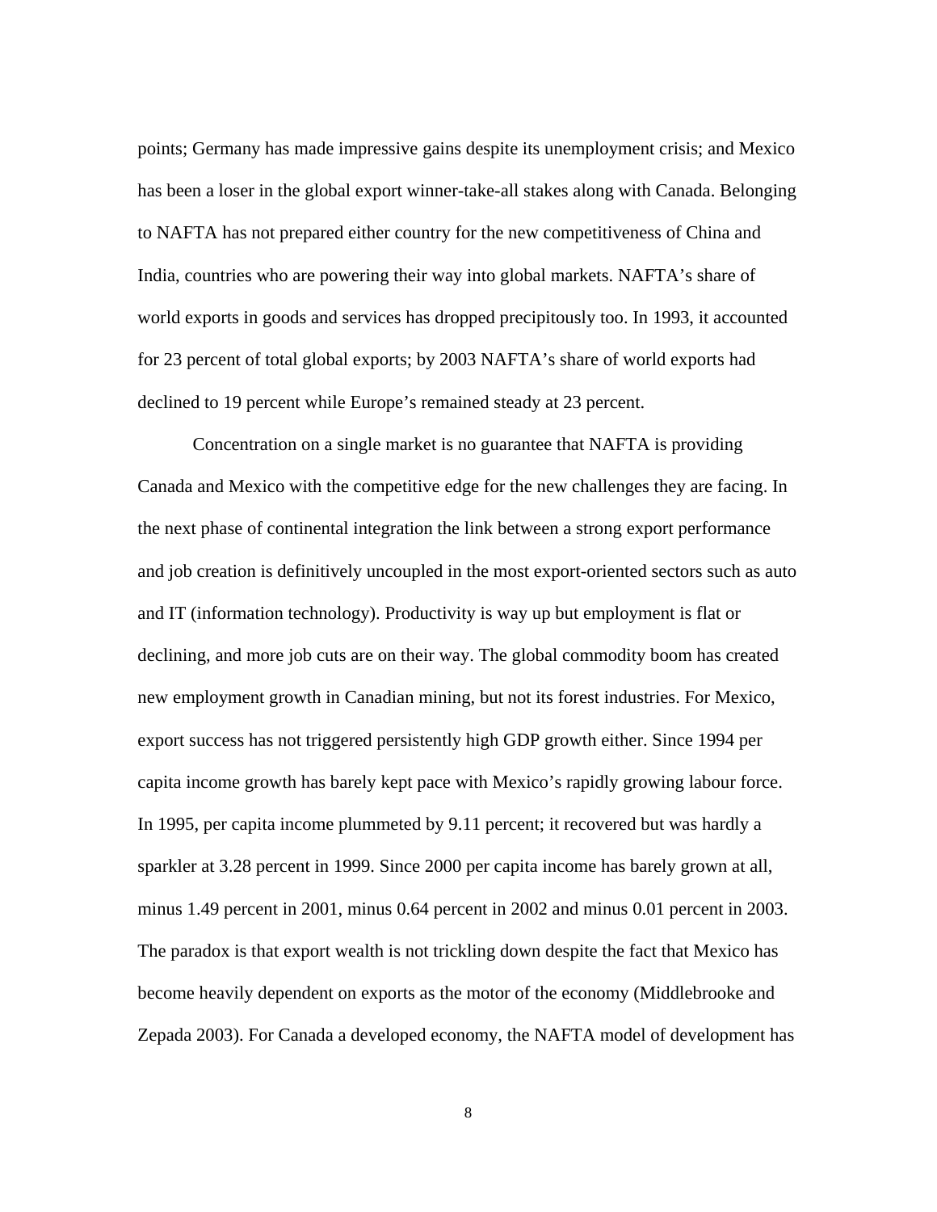points; Germany has made impressive gains despite its unemployment crisis; and Mexico has been a loser in the global export winner-take-all stakes along with Canada. Belonging to NAFTA has not prepared either country for the new competitiveness of China and India, countries who are powering their way into global markets. NAFTA's share of world exports in goods and services has dropped precipitously too. In 1993, it accounted for 23 percent of total global exports; by 2003 NAFTA's share of world exports had declined to 19 percent while Europe's remained steady at 23 percent.

Concentration on a single market is no guarantee that NAFTA is providing Canada and Mexico with the competitive edge for the new challenges they are facing. In the next phase of continental integration the link between a strong export performance and job creation is definitively uncoupled in the most export-oriented sectors such as auto and IT (information technology). Productivity is way up but employment is flat or declining, and more job cuts are on their way. The global commodity boom has created new employment growth in Canadian mining, but not its forest industries. For Mexico, export success has not triggered persistently high GDP growth either. Since 1994 per capita income growth has barely kept pace with Mexico's rapidly growing labour force. In 1995, per capita income plummeted by 9.11 percent; it recovered but was hardly a sparkler at 3.28 percent in 1999. Since 2000 per capita income has barely grown at all, minus 1.49 percent in 2001, minus 0.64 percent in 2002 and minus 0.01 percent in 2003. The paradox is that export wealth is not trickling down despite the fact that Mexico has become heavily dependent on exports as the motor of the economy (Middlebrooke and Zepada 2003). For Canada a developed economy, the NAFTA model of development has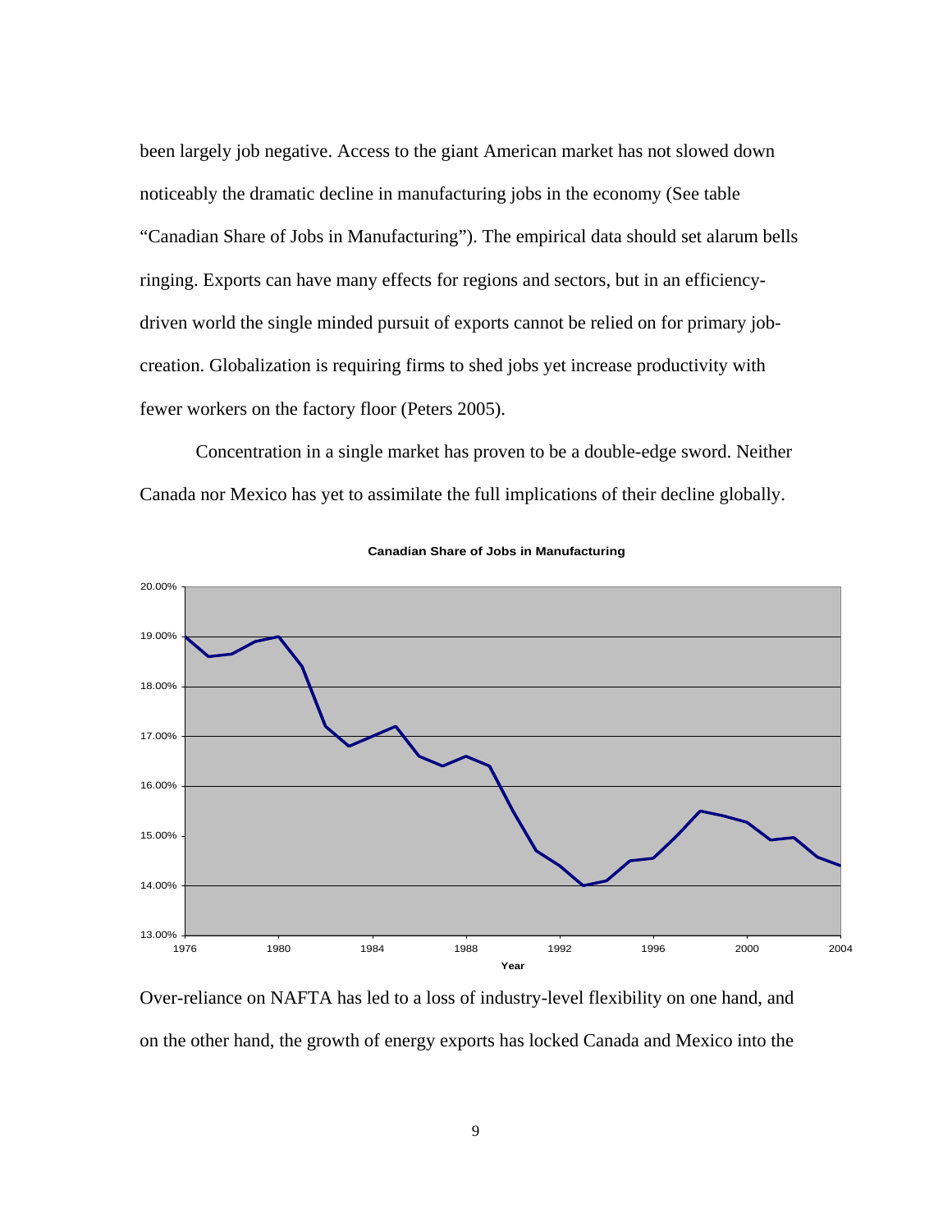been largely job negative. Access to the giant American market has not slowed down noticeably the dramatic decline in manufacturing jobs in the economy (See table "Canadian Share of Jobs in Manufacturing"). The empirical data should set alarum bells ringing. Exports can have many effects for regions and sectors, but in an efficiency-driven world the single minded pursuit of exports cannot be relied on for primary job-creation. Globalization is requiring firms to shed jobs yet increase productivity with fewer workers on the factory floor (Peters 2005).

Concentration in a single market has proven to be a double-edge sword. Neither Canada nor Mexico has yet to assimilate the full implications of their decline globally.

**Canadian Share of Jobs in Manufacturing**

Over-reliance on NAFTA has led to a loss of industry-level flexibility on one hand, and on the other hand, the growth of energy exports has locked Canada and Mexico into the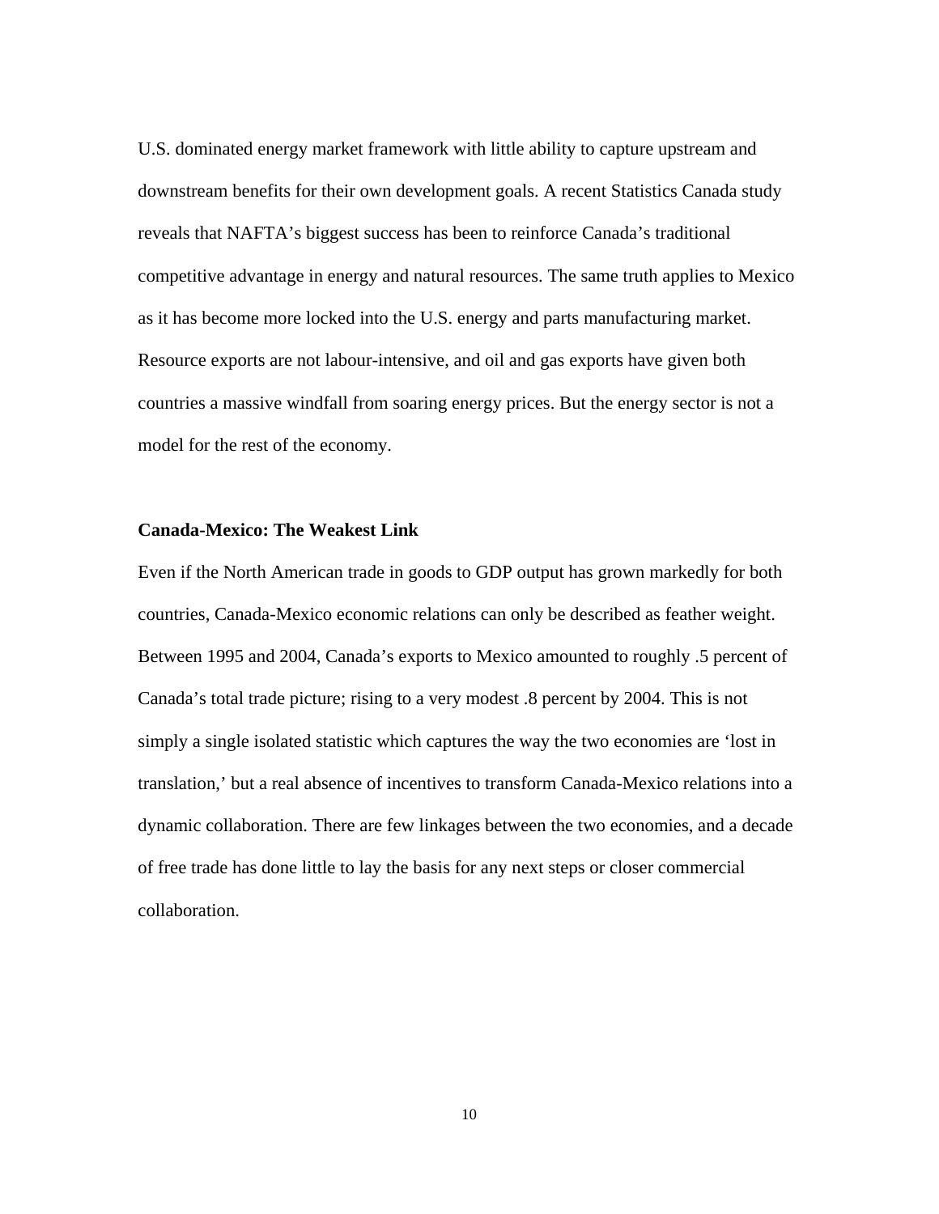U.S. dominated energy market framework with little ability to capture upstream and downstream benefits for their own development goals. A recent Statistics Canada study reveals that NAFTA's biggest success has been to reinforce Canada's traditional competitive advantage in energy and natural resources. The same truth applies to Mexico as it has become more locked into the U.S. energy and parts manufacturing market. Resource exports are not labour-intensive, and oil and gas exports have given both countries a massive windfall from soaring energy prices. But the energy sector is not a model for the rest of the economy.

**Canada-Mexico: The Weakest Link**

Even if the North American trade in goods to GDP output has grown markedly for both countries, Canada-Mexico economic relations can only be described as feather weight. Between 1995 and 2004, Canada's exports to Mexico amounted to roughly .5 percent of Canada's total trade picture; rising to a very modest .8 percent by 2004. This is not simply a single isolated statistic which captures the way the two economies are 'lost in translation,' but a real absence of incentives to transform Canada-Mexico relations into a dynamic collaboration. There are few linkages between the two economies, and a decade of free trade has done little to lay the basis for any next steps or closer commercial collaboration.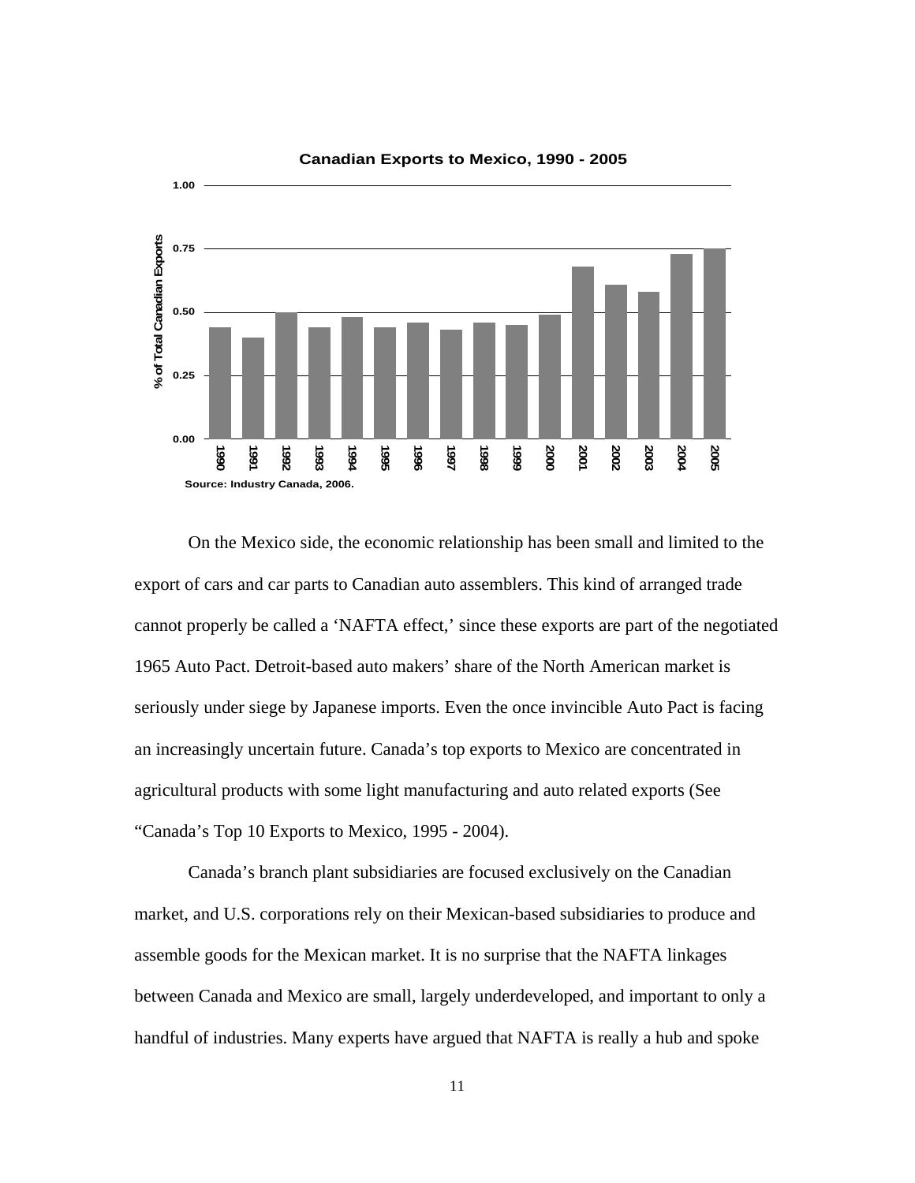**Canadian Exports to Mexico, 1990 - 2005**

| Year | % of Total Canadian Exports |
| --- | --- |
| 1990 | 0.44 |
| 1991 | 0.40 |
| 1992 | 0.50 |
| 1993 | 0.44 |
| 1994 | 0.48 |
| 1995 | 0.44 |
| 1996 | 0.46 |
| 1997 | 0.43 |
| 1998 | 0.46 |
| 1999 | 0.45 |
| 2000 | 0.49 |
| 2001 | 0.68 |
| 2002 | 0.61 |
| 2003 | 0.58 |
| 2004 | 0.73 |
| 2005 | 0.75 |

Source: Industry Canada, 2006.

On the Mexico side, the economic relationship has been small and limited to the export of cars and car parts to Canadian auto assemblers. This kind of arranged trade cannot properly be called a 'NAFTA effect,' since these exports are part of the negotiated 1965 Auto Pact. Detroit-based auto makers' share of the North American market is seriously under siege by Japanese imports. Even the once invincible Auto Pact is facing an increasingly uncertain future. Canada's top exports to Mexico are concentrated in agricultural products with some light manufacturing and auto related exports (See "Canada's Top 10 Exports to Mexico, 1995 - 2004).

Canada's branch plant subsidiaries are focused exclusively on the Canadian market, and U.S. corporations rely on their Mexican-based subsidiaries to produce and assemble goods for the Mexican market. It is no surprise that the NAFTA linkages between Canada and Mexico are small, largely underdeveloped, and important to only a handful of industries. Many experts have argued that NAFTA is really a hub and spoke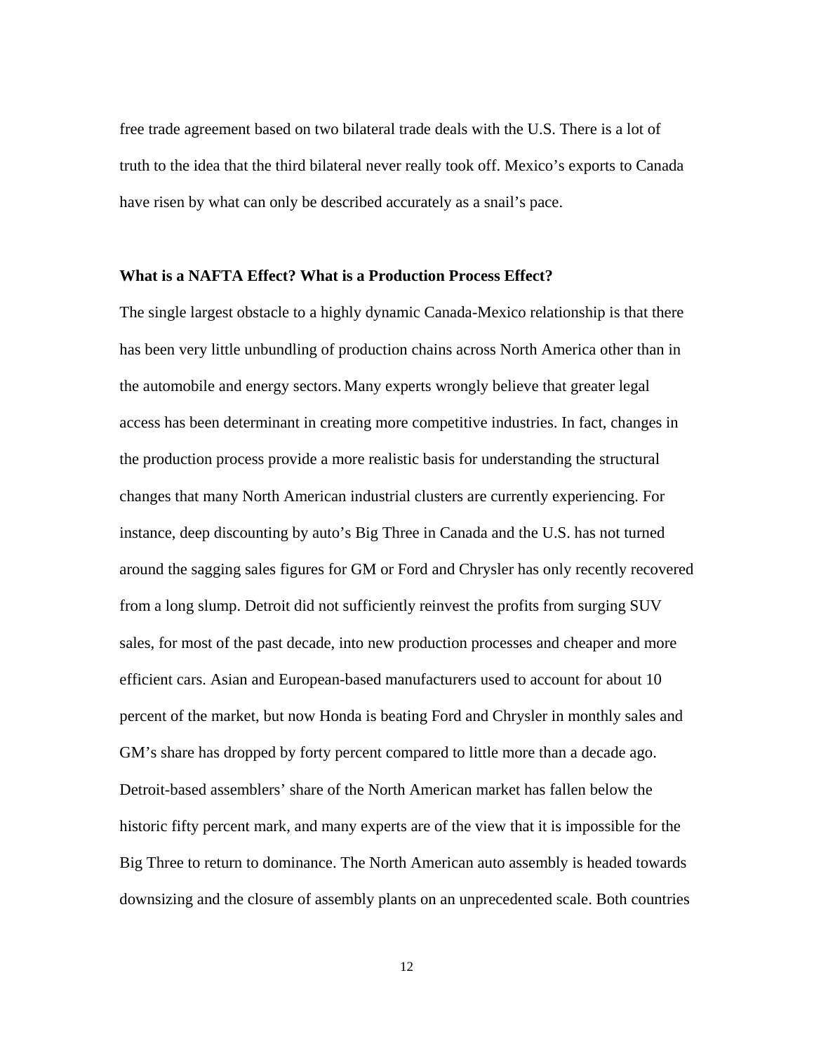free trade agreement based on two bilateral trade deals with the U.S. There is a lot of truth to the idea that the third bilateral never really took off. Mexico's exports to Canada have risen by what can only be described accurately as a snail's pace.

**What is a NAFTA Effect? What is a Production Process Effect?**

The single largest obstacle to a highly dynamic Canada-Mexico relationship is that there has been very little unbundling of production chains across North America other than in the automobile and energy sectors. Many experts wrongly believe that greater legal access has been determinant in creating more competitive industries. In fact, changes in the production process provide a more realistic basis for understanding the structural changes that many North American industrial clusters are currently experiencing. For instance, deep discounting by auto's Big Three in Canada and the U.S. has not turned around the sagging sales figures for GM or Ford and Chrysler has only recently recovered from a long slump. Detroit did not sufficiently reinvest the profits from surging SUV sales, for most of the past decade, into new production processes and cheaper and more efficient cars. Asian and European-based manufacturers used to account for about 10 percent of the market, but now Honda is beating Ford and Chrysler in monthly sales and GM's share has dropped by forty percent compared to little more than a decade ago. Detroit-based assemblers' share of the North American market has fallen below the historic fifty percent mark, and many experts are of the view that it is impossible for the Big Three to return to dominance. The North American auto assembly is headed towards downsizing and the closure of assembly plants on an unprecedented scale. Both countries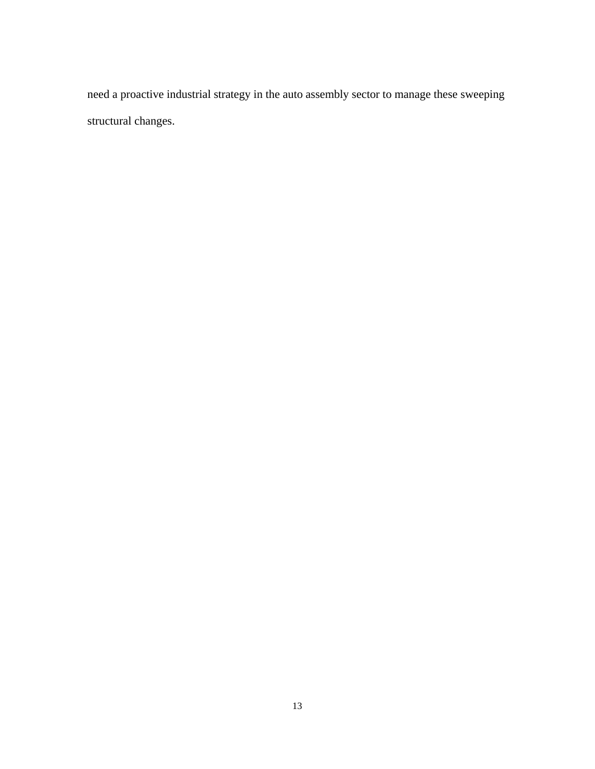need a proactive industrial strategy in the auto assembly sector to manage these sweeping structural changes.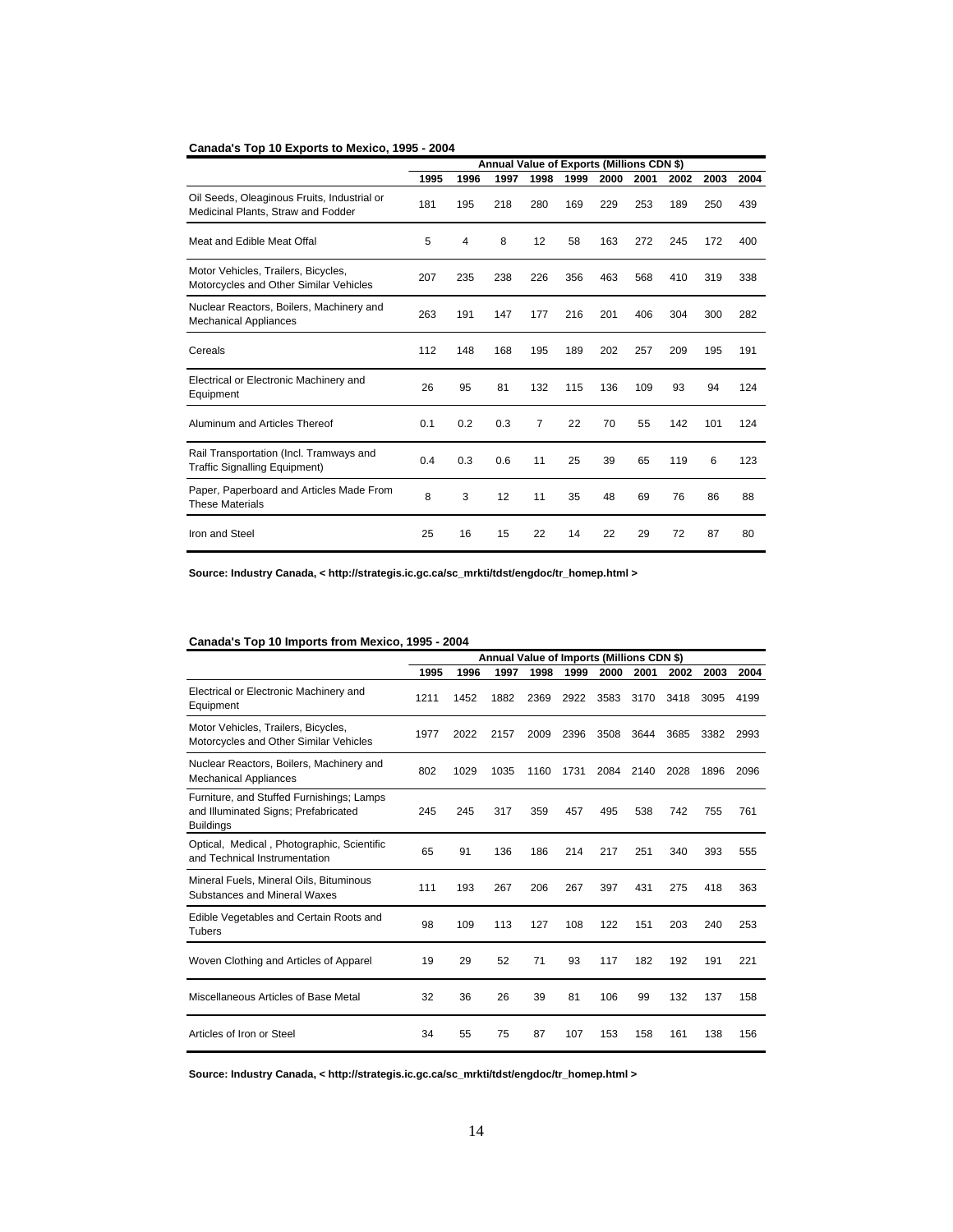**Canada's Top 10 Exports to Mexico, 1995 - 2004**

| | Annual Value of Exports (Millions CDN $) | | | | | | | | | |
|---|---|---|---|---|---|---|---|---|---|---|
| | 1995 | 1996 | 1997 | 1998 | 1999 | 2000 | 2001 | 2002 | 2003 | 2004 |
| Oil Seeds, Oleaginous Fruits, Industrial or Medicinal Plants, Straw and Fodder | 181 | 195 | 218 | 280 | 169 | 229 | 253 | 189 | 250 | 439 |
| Meat and Edible Meat Offal | 5 | 4 | 8 | 12 | 58 | 163 | 272 | 245 | 172 | 400 |
| Motor Vehicles, Trailers, Bicycles, Motorcycles and Other Similar Vehicles | 207 | 235 | 238 | 226 | 356 | 463 | 568 | 410 | 319 | 338 |
| Nuclear Reactors, Boilers, Machinery and Mechanical Appliances | 263 | 191 | 147 | 177 | 216 | 201 | 406 | 304 | 300 | 282 |
| Cereals | 112 | 148 | 168 | 195 | 189 | 202 | 257 | 209 | 195 | 191 |
| Electrical or Electronic Machinery and Equipment | 26 | 95 | 81 | 132 | 115 | 136 | 109 | 93 | 94 | 124 |
| Aluminum and Articles Thereof | 0.1 | 0.2 | 0.3 | 7 | 22 | 70 | 55 | 142 | 101 | 124 |
| Rail Transportation (Incl. Tramways and Traffic Signalling Equipment) | 0.4 | 0.3 | 0.6 | 11 | 25 | 39 | 65 | 119 | 6 | 123 |
| Paper, Paperboard and Articles Made From These Materials | 8 | 3 | 12 | 11 | 35 | 48 | 69 | 76 | 86 | 88 |
| Iron and Steel | 25 | 16 | 15 | 22 | 14 | 22 | 29 | 72 | 87 | 80 |

**Source: Industry Canada, < http://strategis.ic.gc.ca/sc_mrkti/tdst/engdoc/tr_homep.html >**

**Canada's Top 10 Imports from Mexico, 1995 - 2004**

| | Annual Value of Imports (Millions CDN $) | | | | | | | | | |
|---|---|---|---|---|---|---|---|---|---|---|
| | 1995 | 1996 | 1997 | 1998 | 1999 | 2000 | 2001 | 2002 | 2003 | 2004 |
| Electrical or Electronic Machinery and Equipment | 1211 | 1452 | 1882 | 2369 | 2922 | 3583 | 3170 | 3418 | 3095 | 4199 |
| Motor Vehicles, Trailers, Bicycles, Motorcycles and Other Similar Vehicles | 1977 | 2022 | 2157 | 2009 | 2396 | 3508 | 3644 | 3685 | 3382 | 2993 |
| Nuclear Reactors, Boilers, Machinery and Mechanical Appliances | 802 | 1029 | 1035 | 1160 | 1731 | 2084 | 2140 | 2028 | 1896 | 2096 |
| Furniture, and Stuffed Furnishings; Lamps and Illuminated Signs; Prefabricated Buildings | 245 | 245 | 317 | 359 | 457 | 495 | 538 | 742 | 755 | 761 |
| Optical, Medical , Photographic, Scientific and Technical Instrumentation | 65 | 91 | 136 | 186 | 214 | 217 | 251 | 340 | 393 | 555 |
| Mineral Fuels, Mineral Oils, Bituminous Substances and Mineral Waxes | 111 | 193 | 267 | 206 | 267 | 397 | 431 | 275 | 418 | 363 |
| Edible Vegetables and Certain Roots and Tubers | 98 | 109 | 113 | 127 | 108 | 122 | 151 | 203 | 240 | 253 |
| Woven Clothing and Articles of Apparel | 19 | 29 | 52 | 71 | 93 | 117 | 182 | 192 | 191 | 221 |
| Miscellaneous Articles of Base Metal | 32 | 36 | 26 | 39 | 81 | 106 | 99 | 132 | 137 | 158 |
| Articles of Iron or Steel | 34 | 55 | 75 | 87 | 107 | 153 | 158 | 161 | 138 | 156 |

**Source: Industry Canada, < http://strategis.ic.gc.ca/sc_mrkti/tdst/engdoc/tr_homep.html >**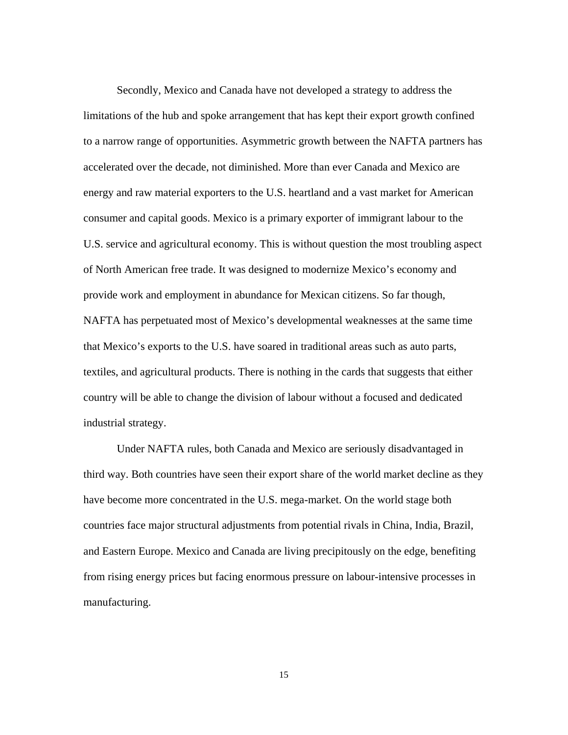Secondly, Mexico and Canada have not developed a strategy to address the limitations of the hub and spoke arrangement that has kept their export growth confined to a narrow range of opportunities. Asymmetric growth between the NAFTA partners has accelerated over the decade, not diminished. More than ever Canada and Mexico are energy and raw material exporters to the U.S. heartland and a vast market for American consumer and capital goods. Mexico is a primary exporter of immigrant labour to the U.S. service and agricultural economy. This is without question the most troubling aspect of North American free trade. It was designed to modernize Mexico's economy and provide work and employment in abundance for Mexican citizens. So far though, NAFTA has perpetuated most of Mexico's developmental weaknesses at the same time that Mexico's exports to the U.S. have soared in traditional areas such as auto parts, textiles, and agricultural products. There is nothing in the cards that suggests that either country will be able to change the division of labour without a focused and dedicated industrial strategy.

Under NAFTA rules, both Canada and Mexico are seriously disadvantaged in third way. Both countries have seen their export share of the world market decline as they have become more concentrated in the U.S. mega-market. On the world stage both countries face major structural adjustments from potential rivals in China, India, Brazil, and Eastern Europe. Mexico and Canada are living precipitously on the edge, benefiting from rising energy prices but facing enormous pressure on labour-intensive processes in manufacturing.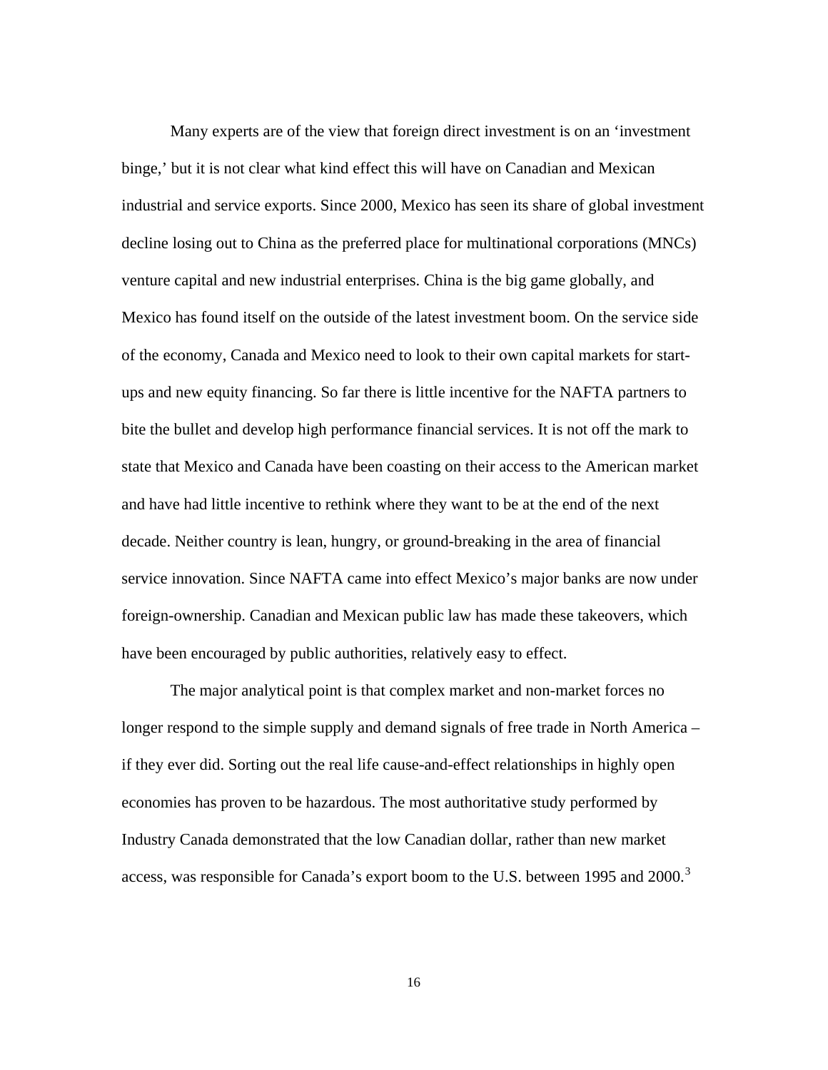Many experts are of the view that foreign direct investment is on an 'investment binge,' but it is not clear what kind effect this will have on Canadian and Mexican industrial and service exports. Since 2000, Mexico has seen its share of global investment decline losing out to China as the preferred place for multinational corporations (MNCs) venture capital and new industrial enterprises. China is the big game globally, and Mexico has found itself on the outside of the latest investment boom. On the service side of the economy, Canada and Mexico need to look to their own capital markets for start-ups and new equity financing. So far there is little incentive for the NAFTA partners to bite the bullet and develop high performance financial services. It is not off the mark to state that Mexico and Canada have been coasting on their access to the American market and have had little incentive to rethink where they want to be at the end of the next decade. Neither country is lean, hungry, or ground-breaking in the area of financial service innovation. Since NAFTA came into effect Mexico's major banks are now under foreign-ownership. Canadian and Mexican public law has made these takeovers, which have been encouraged by public authorities, relatively easy to effect.

The major analytical point is that complex market and non-market forces no longer respond to the simple supply and demand signals of free trade in North America – if they ever did. Sorting out the real life cause-and-effect relationships in highly open economies has proven to be hazardous. The most authoritative study performed by Industry Canada demonstrated that the low Canadian dollar, rather than new market access, was responsible for Canada's export boom to the U.S. between 1995 and 2000.[3]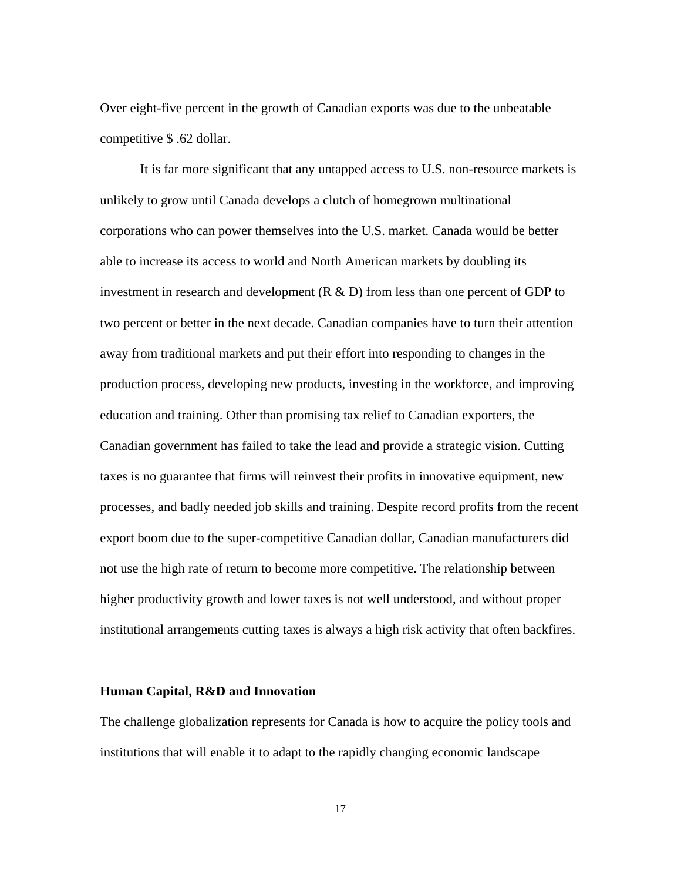Over eight-five percent in the growth of Canadian exports was due to the unbeatable competitive $ .62 dollar.

It is far more significant that any untapped access to U.S. non-resource markets is unlikely to grow until Canada develops a clutch of homegrown multinational corporations who can power themselves into the U.S. market. Canada would be better able to increase its access to world and North American markets by doubling its investment in research and development (R & D) from less than one percent of GDP to two percent or better in the next decade. Canadian companies have to turn their attention away from traditional markets and put their effort into responding to changes in the production process, developing new products, investing in the workforce, and improving education and training. Other than promising tax relief to Canadian exporters, the Canadian government has failed to take the lead and provide a strategic vision. Cutting taxes is no guarantee that firms will reinvest their profits in innovative equipment, new processes, and badly needed job skills and training. Despite record profits from the recent export boom due to the super-competitive Canadian dollar, Canadian manufacturers did not use the high rate of return to become more competitive. The relationship between higher productivity growth and lower taxes is not well understood, and without proper institutional arrangements cutting taxes is always a high risk activity that often backfires.

**Human Capital, R&D and Innovation**

The challenge globalization represents for Canada is how to acquire the policy tools and institutions that will enable it to adapt to the rapidly changing economic landscape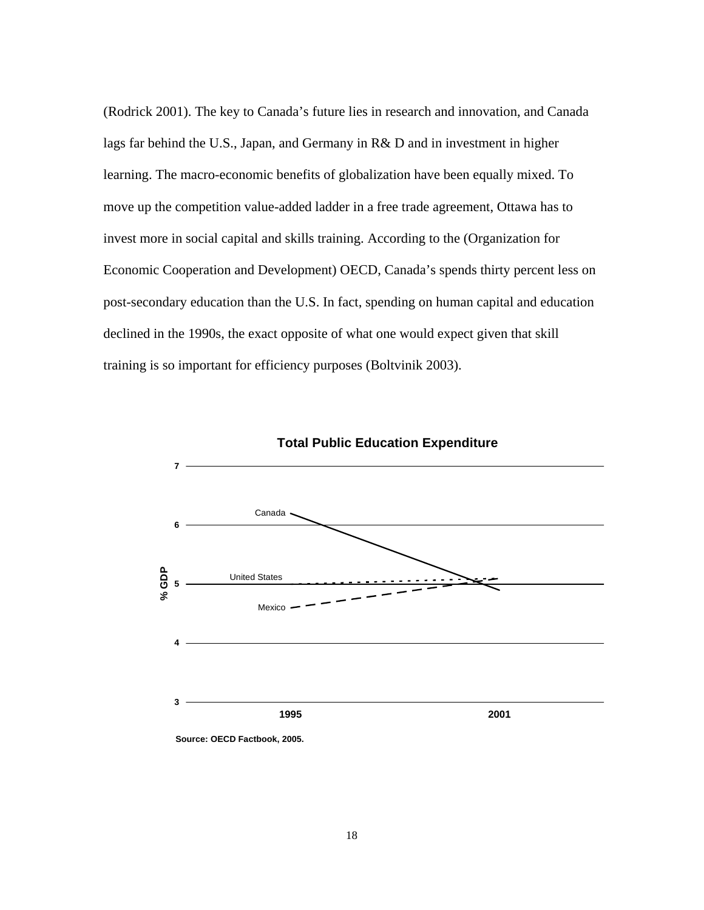(Rodrick 2001). The key to Canada's future lies in research and innovation, and Canada lags far behind the U.S., Japan, and Germany in R& D and in investment in higher learning. The macro-economic benefits of globalization have been equally mixed. To move up the competition value-added ladder in a free trade agreement, Ottawa has to invest more in social capital and skills training. According to the (Organization for Economic Cooperation and Development) OECD, Canada's spends thirty percent less on post-secondary education than the U.S. In fact, spending on human capital and education declined in the 1990s, the exact opposite of what one would expect given that skill training is so important for efficiency purposes (Boltvinik 2003).

**Total Public Education Expenditure**

**Source: OECD Factbook, 2005.**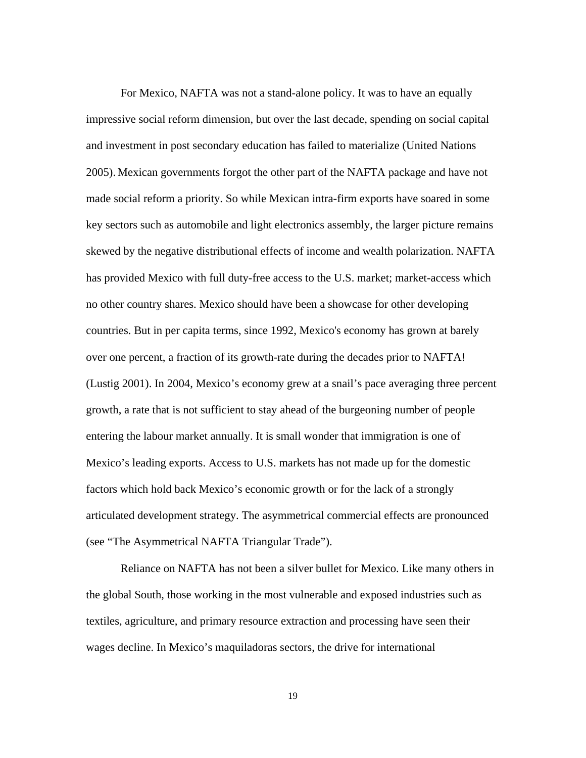For Mexico, NAFTA was not a stand-alone policy. It was to have an equally impressive social reform dimension, but over the last decade, spending on social capital and investment in post secondary education has failed to materialize (United Nations 2005). Mexican governments forgot the other part of the NAFTA package and have not made social reform a priority. So while Mexican intra-firm exports have soared in some key sectors such as automobile and light electronics assembly, the larger picture remains skewed by the negative distributional effects of income and wealth polarization. NAFTA has provided Mexico with full duty-free access to the U.S. market; market-access which no other country shares. Mexico should have been a showcase for other developing countries. But in per capita terms, since 1992, Mexico's economy has grown at barely over one percent, a fraction of its growth-rate during the decades prior to NAFTA! (Lustig 2001). In 2004, Mexico's economy grew at a snail's pace averaging three percent growth, a rate that is not sufficient to stay ahead of the burgeoning number of people entering the labour market annually. It is small wonder that immigration is one of Mexico's leading exports. Access to U.S. markets has not made up for the domestic factors which hold back Mexico's economic growth or for the lack of a strongly articulated development strategy. The asymmetrical commercial effects are pronounced (see "The Asymmetrical NAFTA Triangular Trade").

Reliance on NAFTA has not been a silver bullet for Mexico. Like many others in the global South, those working in the most vulnerable and exposed industries such as textiles, agriculture, and primary resource extraction and processing have seen their wages decline. In Mexico's maquiladoras sectors, the drive for international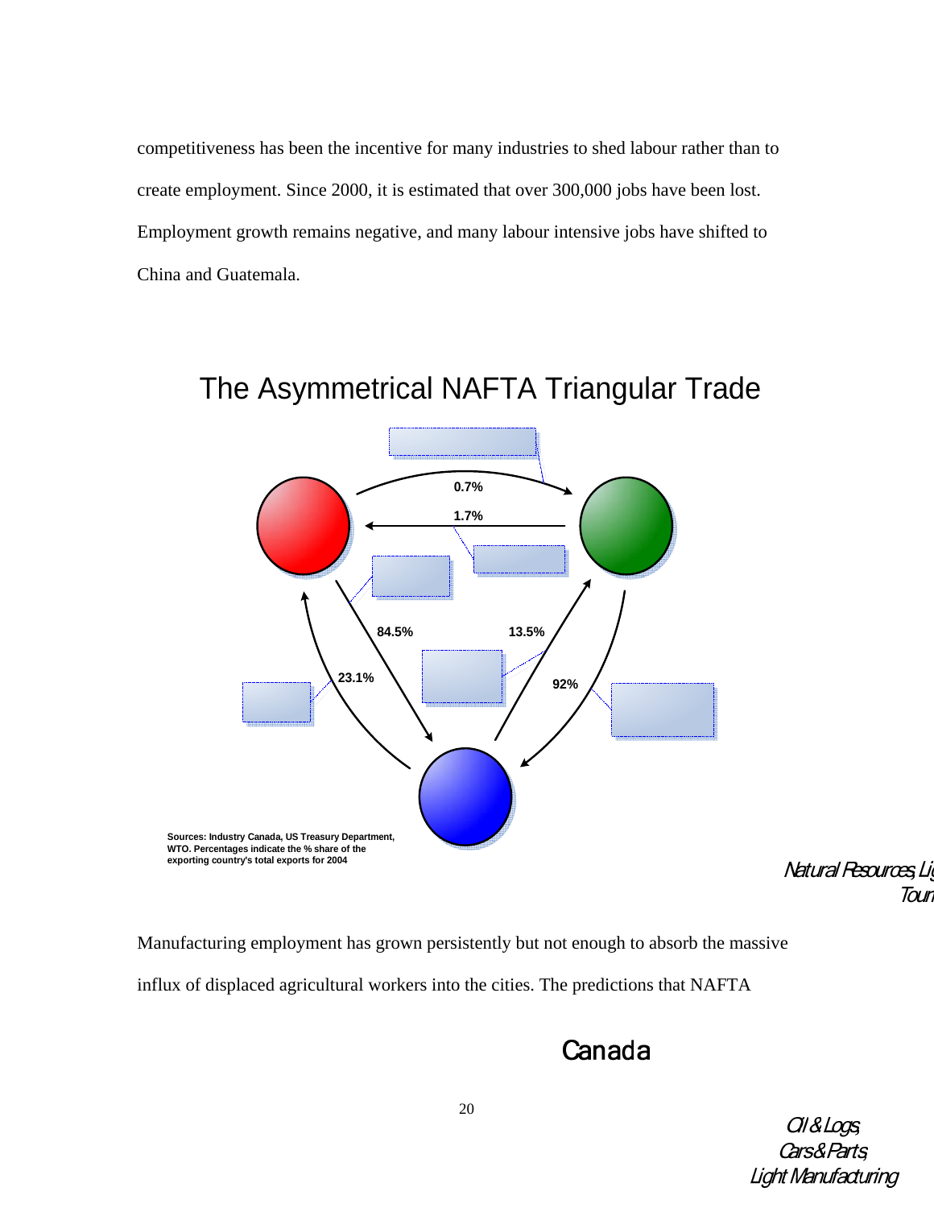competitiveness has been the incentive for many industries to shed labour rather than to create employment. Since 2000, it is estimated that over 300,000 jobs have been lost. Employment growth remains negative, and many labour intensive jobs have shifted to China and Guatemala.

## The Asymmetrical NAFTA Triangular Trade

0.7%

1.7%

84.5%

13.5%

23.1%

92%

Sources: Industry Canada, US Treasury Department, WTO. Percentages indicate the % share of the exporting country's total exports for 2004

*Natural Resources, Li*
*Touri*

Manufacturing employment has grown persistently but not enough to absorb the massive influx of displaced agricultural workers into the cities. The predictions that NAFTA

Canada

*Oil & Logs,*
*Cars & Parts,*
*Light Manufacturing*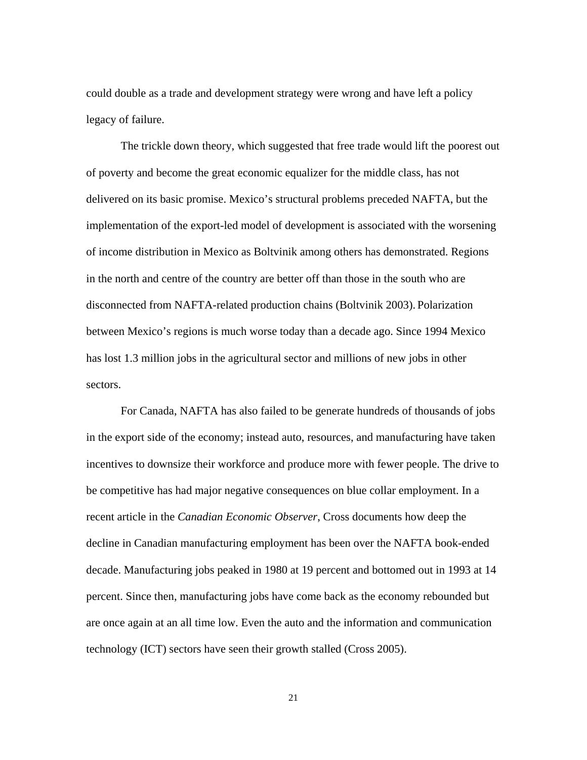could double as a trade and development strategy were wrong and have left a policy legacy of failure.

The trickle down theory, which suggested that free trade would lift the poorest out of poverty and become the great economic equalizer for the middle class, has not delivered on its basic promise. Mexico's structural problems preceded NAFTA, but the implementation of the export-led model of development is associated with the worsening of income distribution in Mexico as Boltvinik among others has demonstrated. Regions in the north and centre of the country are better off than those in the south who are disconnected from NAFTA-related production chains (Boltvinik 2003). Polarization between Mexico's regions is much worse today than a decade ago. Since 1994 Mexico has lost 1.3 million jobs in the agricultural sector and millions of new jobs in other sectors.

For Canada, NAFTA has also failed to be generate hundreds of thousands of jobs in the export side of the economy; instead auto, resources, and manufacturing have taken incentives to downsize their workforce and produce more with fewer people. The drive to be competitive has had major negative consequences on blue collar employment. In a recent article in the *Canadian Economic Observer*, Cross documents how deep the decline in Canadian manufacturing employment has been over the NAFTA book-ended decade. Manufacturing jobs peaked in 1980 at 19 percent and bottomed out in 1993 at 14 percent. Since then, manufacturing jobs have come back as the economy rebounded but are once again at an all time low. Even the auto and the information and communication technology (ICT) sectors have seen their growth stalled (Cross 2005).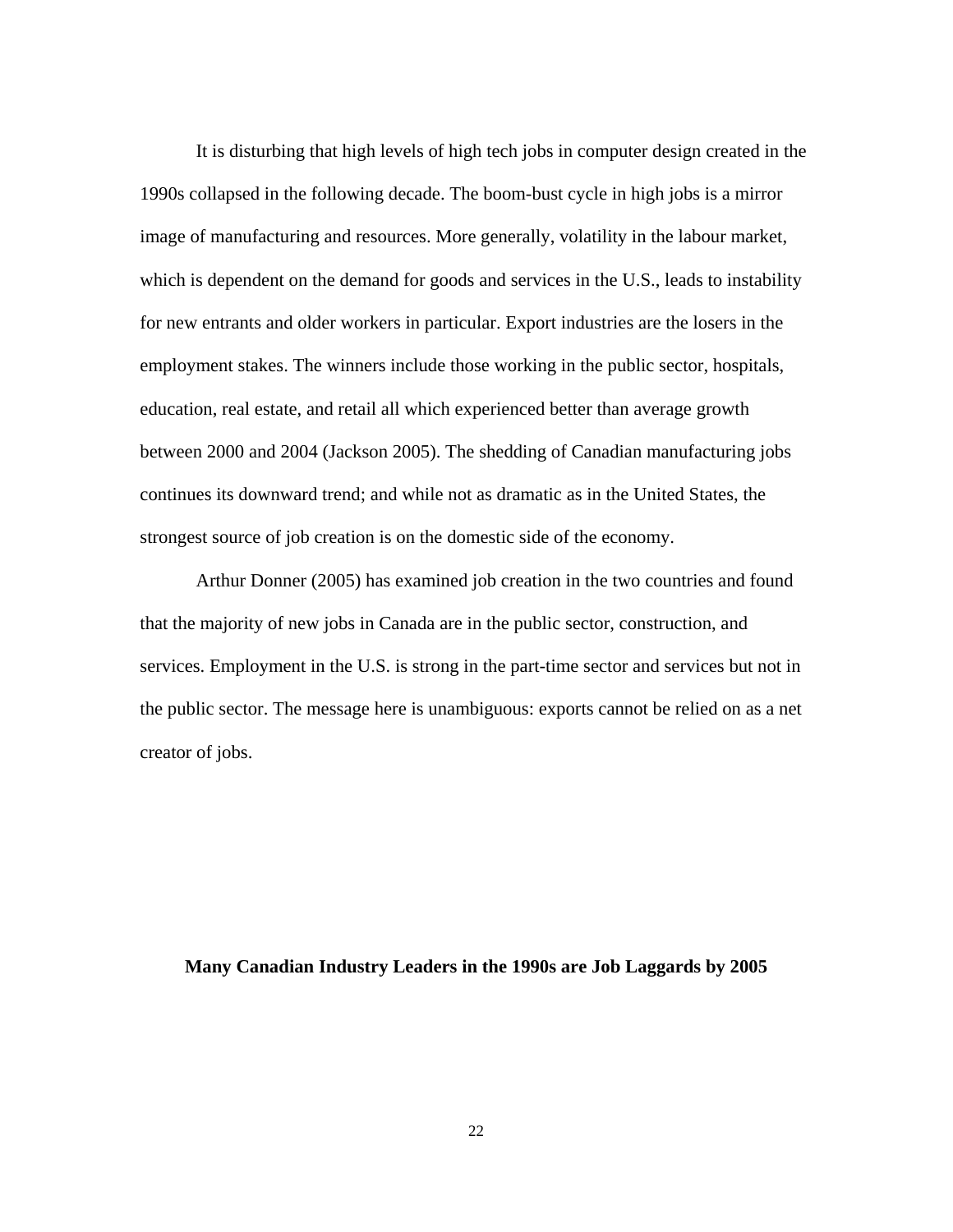It is disturbing that high levels of high tech jobs in computer design created in the 1990s collapsed in the following decade. The boom-bust cycle in high jobs is a mirror image of manufacturing and resources. More generally, volatility in the labour market, which is dependent on the demand for goods and services in the U.S., leads to instability for new entrants and older workers in particular. Export industries are the losers in the employment stakes. The winners include those working in the public sector, hospitals, education, real estate, and retail all which experienced better than average growth between 2000 and 2004 (Jackson 2005). The shedding of Canadian manufacturing jobs continues its downward trend; and while not as dramatic as in the United States, the strongest source of job creation is on the domestic side of the economy.

Arthur Donner (2005) has examined job creation in the two countries and found that the majority of new jobs in Canada are in the public sector, construction, and services. Employment in the U.S. is strong in the part-time sector and services but not in the public sector. The message here is unambiguous: exports cannot be relied on as a net creator of jobs.

**Many Canadian Industry Leaders in the 1990s are Job Laggards by 2005**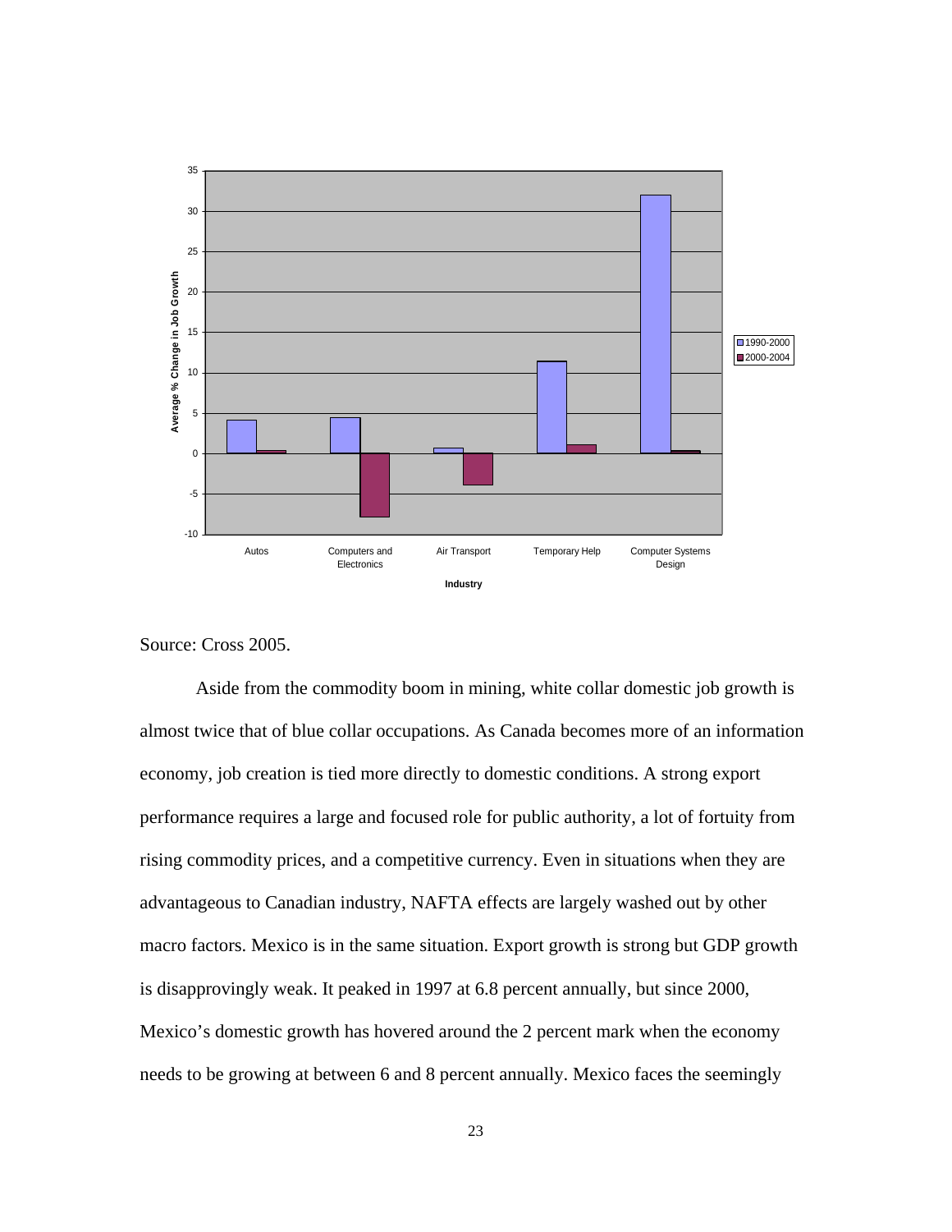Source: Cross 2005.

Aside from the commodity boom in mining, white collar domestic job growth is almost twice that of blue collar occupations. As Canada becomes more of an information economy, job creation is tied more directly to domestic conditions. A strong export performance requires a large and focused role for public authority, a lot of fortuity from rising commodity prices, and a competitive currency. Even in situations when they are advantageous to Canadian industry, NAFTA effects are largely washed out by other macro factors. Mexico is in the same situation. Export growth is strong but GDP growth is disapprovingly weak. It peaked in 1997 at 6.8 percent annually, but since 2000, Mexico's domestic growth has hovered around the 2 percent mark when the economy needs to be growing at between 6 and 8 percent annually. Mexico faces the seemingly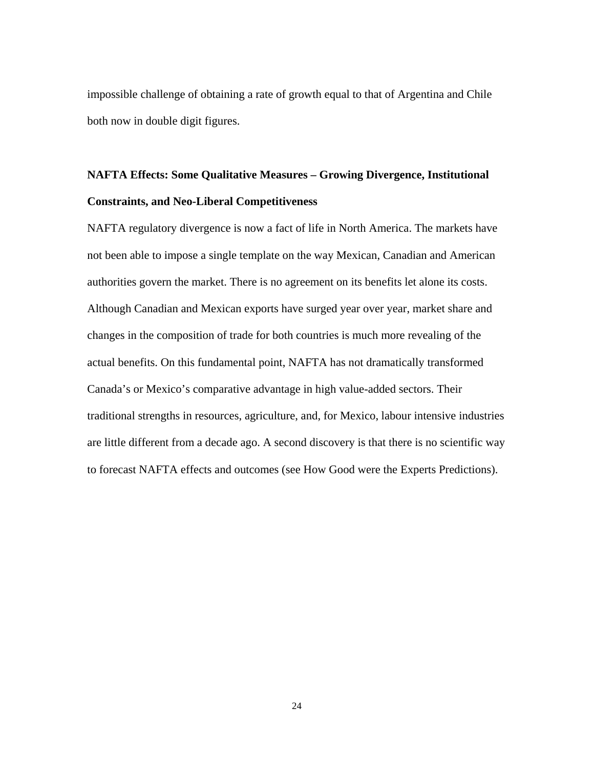impossible challenge of obtaining a rate of growth equal to that of Argentina and Chile both now in double digit figures.

**NAFTA Effects: Some Qualitative Measures – Growing Divergence, Institutional Constraints, and Neo-Liberal Competitiveness**

NAFTA regulatory divergence is now a fact of life in North America. The markets have not been able to impose a single template on the way Mexican, Canadian and American authorities govern the market. There is no agreement on its benefits let alone its costs. Although Canadian and Mexican exports have surged year over year, market share and changes in the composition of trade for both countries is much more revealing of the actual benefits. On this fundamental point, NAFTA has not dramatically transformed Canada's or Mexico's comparative advantage in high value-added sectors. Their traditional strengths in resources, agriculture, and, for Mexico, labour intensive industries are little different from a decade ago. A second discovery is that there is no scientific way to forecast NAFTA effects and outcomes (see How Good were the Experts Predictions).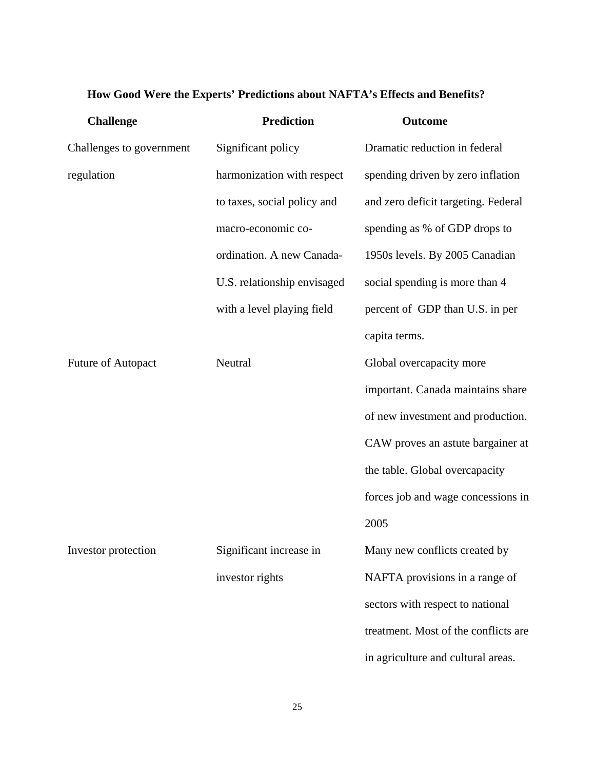**How Good Were the Experts' Predictions about NAFTA's Effects and Benefits?**

| Challenge | Prediction | Outcome |
|---|---|---|
| Challenges to government regulation | Significant policy harmonization with respect to taxes, social policy and macro-economic co-ordination. A new Canada-U.S. relationship envisaged with a level playing field | Dramatic reduction in federal spending driven by zero inflation and zero deficit targeting. Federal spending as % of GDP drops to 1950s levels. By 2005 Canadian social spending is more than 4 percent of GDP than U.S. in per capita terms. |
| Future of Autopact | Neutral | Global overcapacity more important. Canada maintains share of new investment and production. CAW proves an astute bargainer at the table. Global overcapacity forces job and wage concessions in 2005 |
| Investor protection | Significant increase in investor rights | Many new conflicts created by NAFTA provisions in a range of sectors with respect to national treatment. Most of the conflicts are in agriculture and cultural areas. |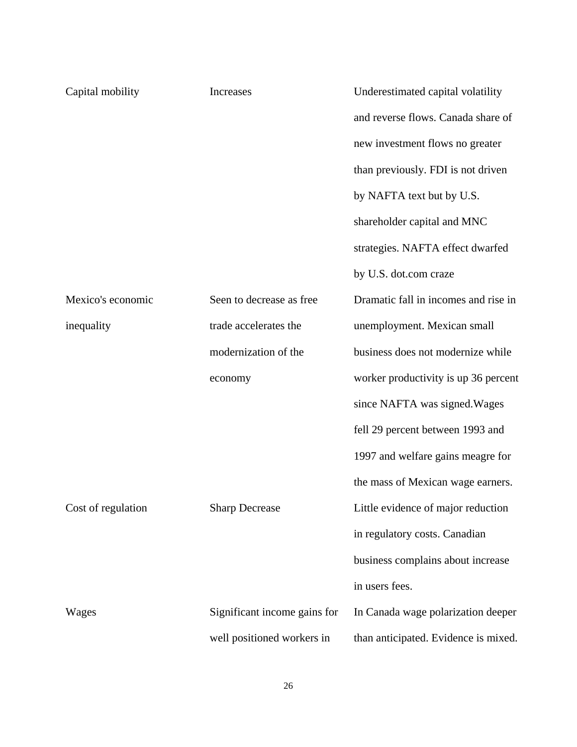| | | |
|---|---|---|
| Capital mobility | Increases | Underestimated capital volatility and reverse flows. Canada share of new investment flows no greater than previously. FDI is not driven by NAFTA text but by U.S. shareholder capital and MNC strategies. NAFTA effect dwarfed by U.S. dot.com craze |
| Mexico's economic inequality | Seen to decrease as free trade accelerates the modernization of the economy | Dramatic fall in incomes and rise in unemployment. Mexican small business does not modernize while worker productivity is up 36 percent since NAFTA was signed.Wages fell 29 percent between 1993 and 1997 and welfare gains meagre for the mass of Mexican wage earners. |
| Cost of regulation | Sharp Decrease | Little evidence of major reduction in regulatory costs. Canadian business complains about increase in users fees. |
| Wages | Significant income gains for well positioned workers in | In Canada wage polarization deeper than anticipated. Evidence is mixed. |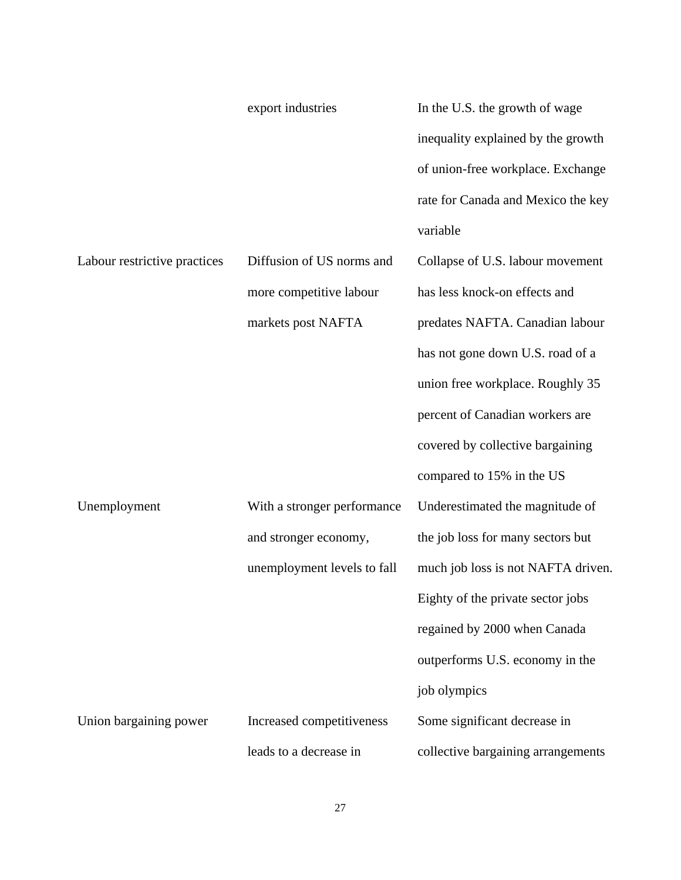| | | |
|---|---|---|
| | export industries | In the U.S. the growth of wage inequality explained by the growth of union-free workplace. Exchange rate for Canada and Mexico the key variable |
| Labour restrictive practices | Diffusion of US norms and more competitive labour markets post NAFTA | Collapse of U.S. labour movement has less knock-on effects and predates NAFTA. Canadian labour has not gone down U.S. road of a union free workplace. Roughly 35 percent of Canadian workers are covered by collective bargaining compared to 15% in the US |
| Unemployment | With a stronger performance and stronger economy, unemployment levels to fall | Underestimated the magnitude of the job loss for many sectors but much job loss is not NAFTA driven. Eighty of the private sector jobs regained by 2000 when Canada outperforms U.S. economy in the job olympics |
| Union bargaining power | Increased competitiveness leads to a decrease in | Some significant decrease in collective bargaining arrangements |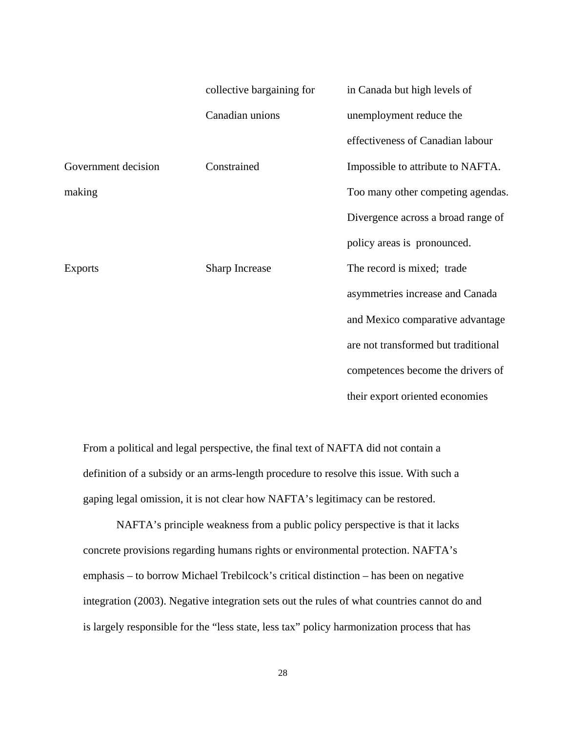| | | |
|---|---|---|
| | collective bargaining for Canadian unions | in Canada but high levels of unemployment reduce the effectiveness of Canadian labour |
| Government decision making | Constrained | Impossible to attribute to NAFTA. Too many other competing agendas. Divergence across a broad range of policy areas is pronounced. |
| Exports | Sharp Increase | The record is mixed; trade asymmetries increase and Canada and Mexico comparative advantage are not transformed but traditional competences become the drivers of their export oriented economies |

From a political and legal perspective, the final text of NAFTA did not contain a definition of a subsidy or an arms-length procedure to resolve this issue. With such a gaping legal omission, it is not clear how NAFTA's legitimacy can be restored.

NAFTA's principle weakness from a public policy perspective is that it lacks concrete provisions regarding humans rights or environmental protection. NAFTA's emphasis – to borrow Michael Trebilcock's critical distinction – has been on negative integration (2003). Negative integration sets out the rules of what countries cannot do and is largely responsible for the "less state, less tax" policy harmonization process that has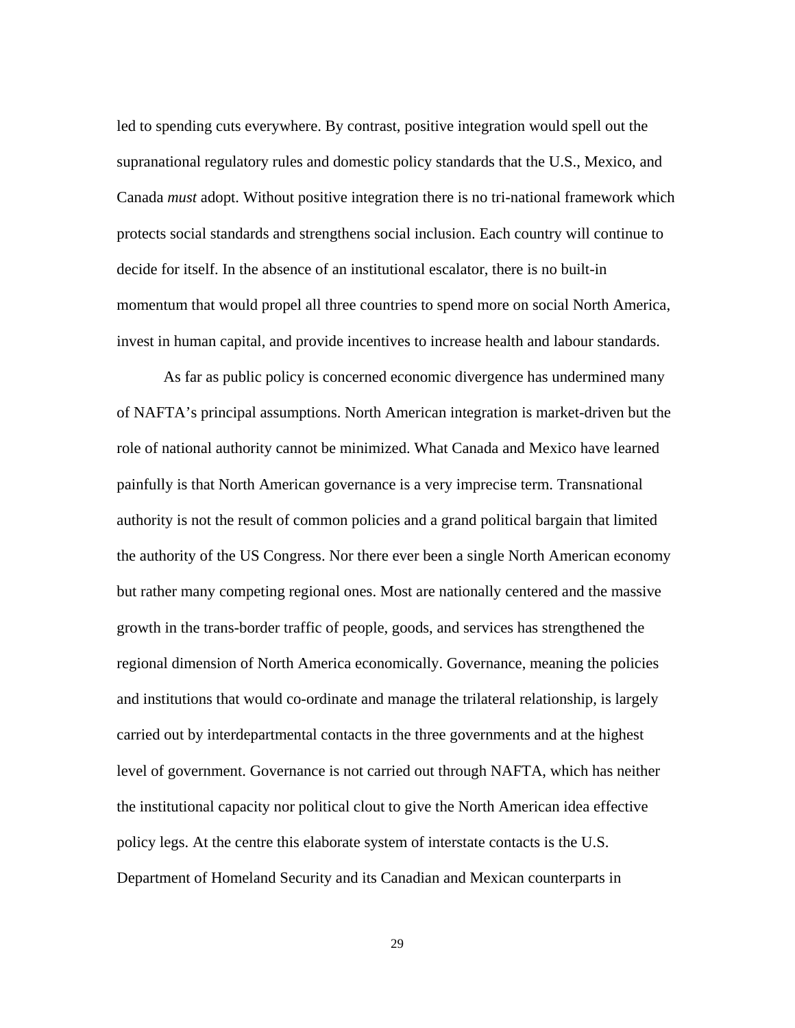led to spending cuts everywhere. By contrast, positive integration would spell out the supranational regulatory rules and domestic policy standards that the U.S., Mexico, and Canada *must* adopt. Without positive integration there is no tri-national framework which protects social standards and strengthens social inclusion. Each country will continue to decide for itself. In the absence of an institutional escalator, there is no built-in momentum that would propel all three countries to spend more on social North America, invest in human capital, and provide incentives to increase health and labour standards.

As far as public policy is concerned economic divergence has undermined many of NAFTA's principal assumptions. North American integration is market-driven but the role of national authority cannot be minimized. What Canada and Mexico have learned painfully is that North American governance is a very imprecise term. Transnational authority is not the result of common policies and a grand political bargain that limited the authority of the US Congress. Nor there ever been a single North American economy but rather many competing regional ones. Most are nationally centered and the massive growth in the trans-border traffic of people, goods, and services has strengthened the regional dimension of North America economically. Governance, meaning the policies and institutions that would co-ordinate and manage the trilateral relationship, is largely carried out by interdepartmental contacts in the three governments and at the highest level of government. Governance is not carried out through NAFTA, which has neither the institutional capacity nor political clout to give the North American idea effective policy legs. At the centre this elaborate system of interstate contacts is the U.S. Department of Homeland Security and its Canadian and Mexican counterparts in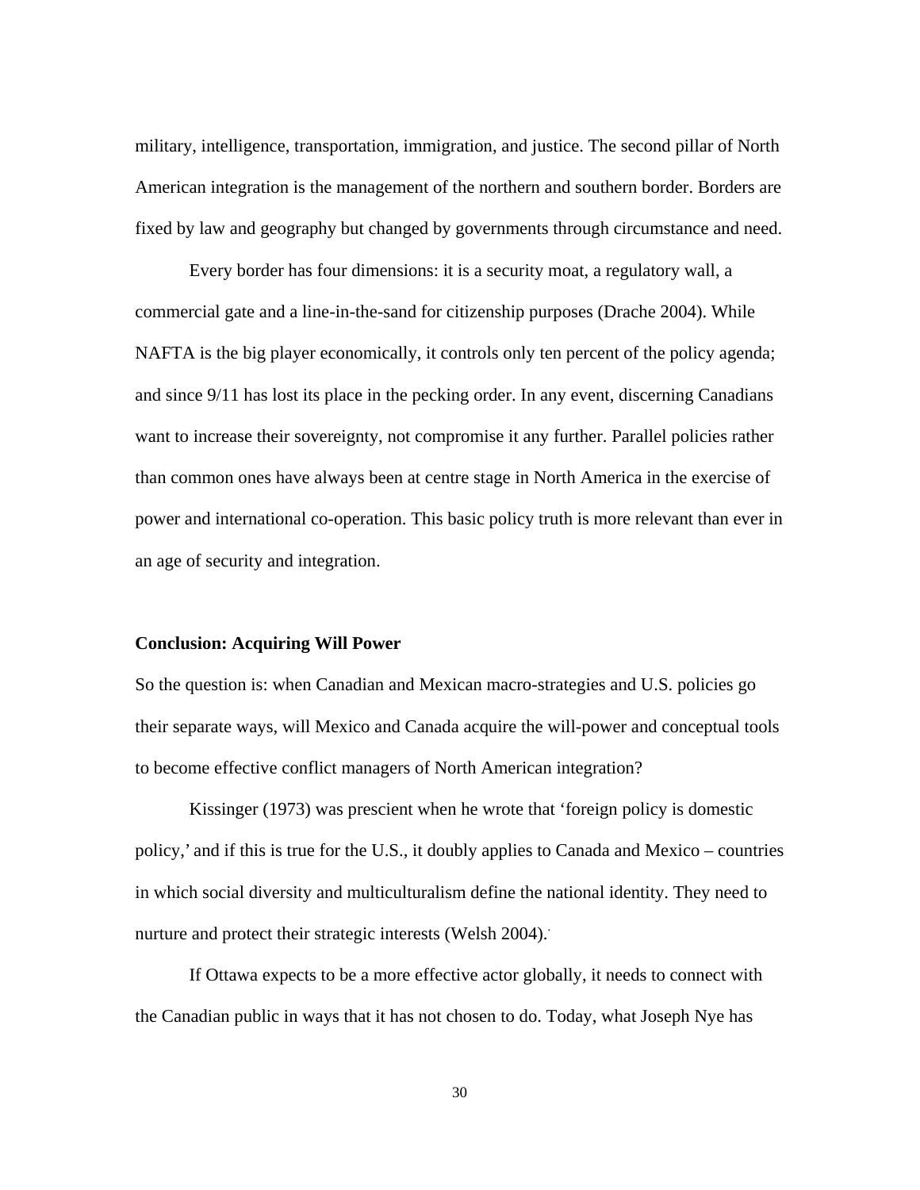military, intelligence, transportation, immigration, and justice. The second pillar of North American integration is the management of the northern and southern border. Borders are fixed by law and geography but changed by governments through circumstance and need.

Every border has four dimensions: it is a security moat, a regulatory wall, a commercial gate and a line-in-the-sand for citizenship purposes (Drache 2004). While NAFTA is the big player economically, it controls only ten percent of the policy agenda; and since 9/11 has lost its place in the pecking order. In any event, discerning Canadians want to increase their sovereignty, not compromise it any further. Parallel policies rather than common ones have always been at centre stage in North America in the exercise of power and international co-operation. This basic policy truth is more relevant than ever in an age of security and integration.

## Conclusion: Acquiring Will Power

So the question is: when Canadian and Mexican macro-strategies and U.S. policies go their separate ways, will Mexico and Canada acquire the will-power and conceptual tools to become effective conflict managers of North American integration?

Kissinger (1973) was prescient when he wrote that 'foreign policy is domestic policy,' and if this is true for the U.S., it doubly applies to Canada and Mexico – countries in which social diversity and multiculturalism define the national identity. They need to nurture and protect their strategic interests (Welsh 2004).

If Ottawa expects to be a more effective actor globally, it needs to connect with the Canadian public in ways that it has not chosen to do. Today, what Joseph Nye has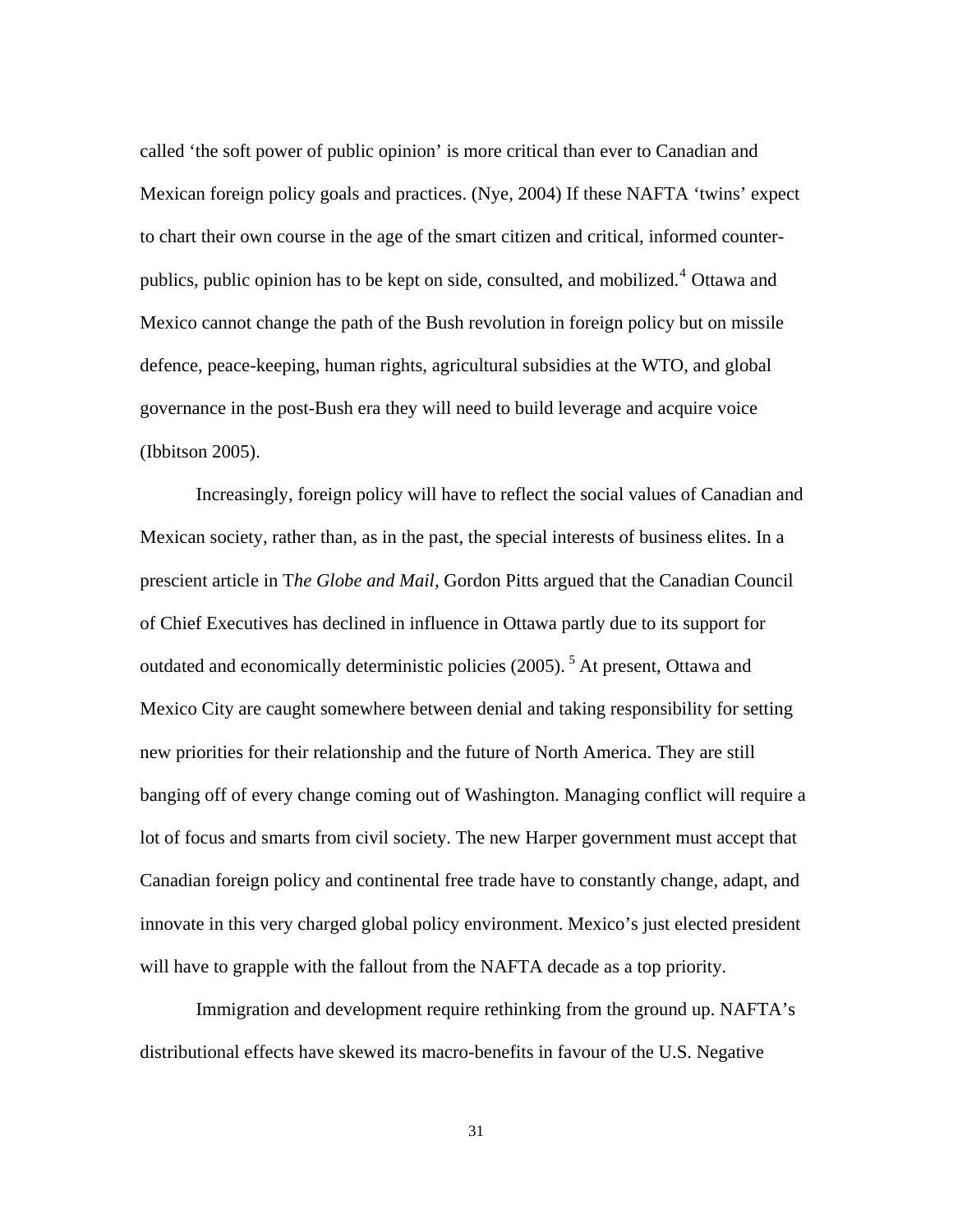called 'the soft power of public opinion' is more critical than ever to Canadian and Mexican foreign policy goals and practices. (Nye, 2004) If these NAFTA 'twins' expect to chart their own course in the age of the smart citizen and critical, informed counter-publics, public opinion has to be kept on side, consulted, and mobilized.[4] Ottawa and Mexico cannot change the path of the Bush revolution in foreign policy but on missile defence, peace-keeping, human rights, agricultural subsidies at the WTO, and global governance in the post-Bush era they will need to build leverage and acquire voice (Ibbitson 2005).

Increasingly, foreign policy will have to reflect the social values of Canadian and Mexican society, rather than, as in the past, the special interests of business elites. In a prescient article in T*he Globe and Mail*, Gordon Pitts argued that the Canadian Council of Chief Executives has declined in influence in Ottawa partly due to its support for outdated and economically deterministic policies (2005). [5] At present, Ottawa and Mexico City are caught somewhere between denial and taking responsibility for setting new priorities for their relationship and the future of North America. They are still banging off of every change coming out of Washington. Managing conflict will require a lot of focus and smarts from civil society. The new Harper government must accept that Canadian foreign policy and continental free trade have to constantly change, adapt, and innovate in this very charged global policy environment. Mexico's just elected president will have to grapple with the fallout from the NAFTA decade as a top priority.

Immigration and development require rethinking from the ground up. NAFTA's distributional effects have skewed its macro-benefits in favour of the U.S. Negative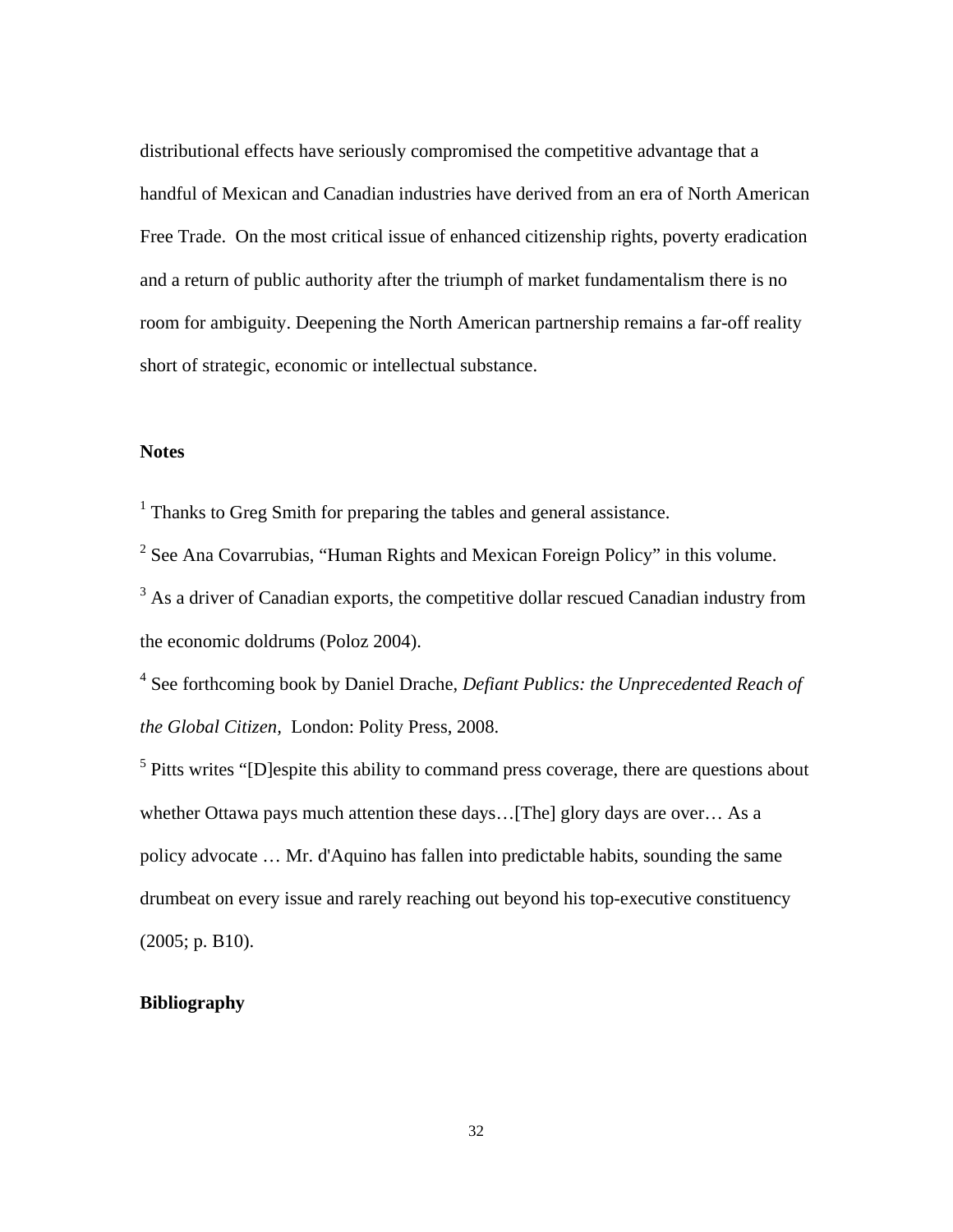distributional effects have seriously compromised the competitive advantage that a handful of Mexican and Canadian industries have derived from an era of North American Free Trade. On the most critical issue of enhanced citizenship rights, poverty eradication and a return of public authority after the triumph of market fundamentalism there is no room for ambiguity. Deepening the North American partnership remains a far-off reality short of strategic, economic or intellectual substance.

**Notes**

[1] Thanks to Greg Smith for preparing the tables and general assistance.

[2] See Ana Covarrubias, "Human Rights and Mexican Foreign Policy" in this volume.

[3] As a driver of Canadian exports, the competitive dollar rescued Canadian industry from the economic doldrums (Poloz 2004).

[4] See forthcoming book by Daniel Drache, *Defiant Publics: the Unprecedented Reach of the Global Citizen,* London: Polity Press, 2008.

[5] Pitts writes "[D]espite this ability to command press coverage, there are questions about whether Ottawa pays much attention these days…[The] glory days are over… As a policy advocate … Mr. d'Aquino has fallen into predictable habits, sounding the same drumbeat on every issue and rarely reaching out beyond his top-executive constituency (2005; p. B10).

**Bibliography**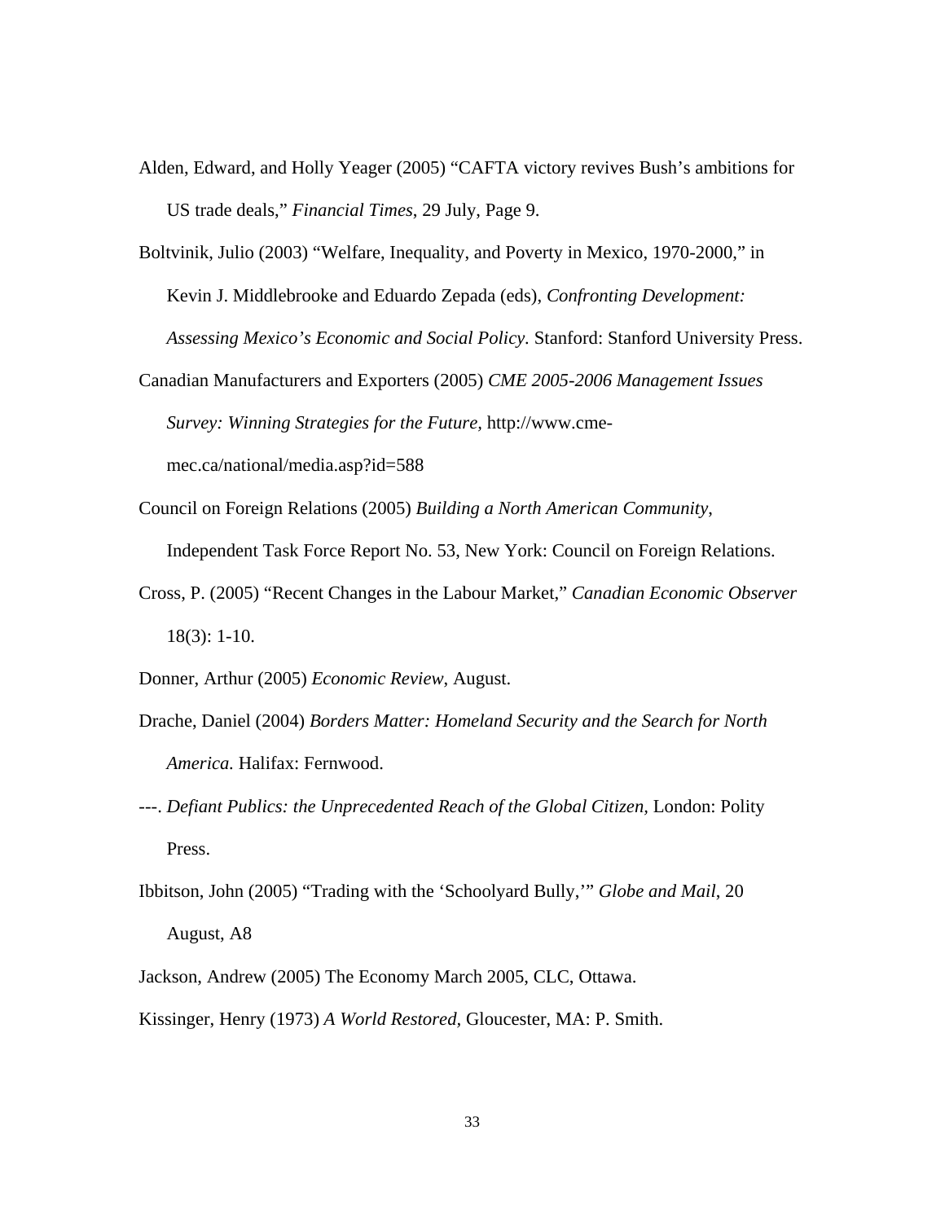Alden, Edward, and Holly Yeager (2005) "CAFTA victory revives Bush's ambitions for US trade deals," *Financial Times*, 29 July, Page 9.

Boltvinik, Julio (2003) "Welfare, Inequality, and Poverty in Mexico, 1970-2000," in Kevin J. Middlebrooke and Eduardo Zepada (eds), *Confronting Development: Assessing Mexico's Economic and Social Policy.* Stanford: Stanford University Press.

Canadian Manufacturers and Exporters (2005) *CME 2005-2006 Management Issues Survey: Winning Strategies for the Future*, http://www.cme-mec.ca/national/media.asp?id=588

Council on Foreign Relations (2005) *Building a North American Community*, Independent Task Force Report No. 53, New York: Council on Foreign Relations.

Cross, P. (2005) "Recent Changes in the Labour Market," *Canadian Economic Observer* 18(3): 1-10.

Donner, Arthur (2005) *Economic Review*, August.

Drache, Daniel (2004) *Borders Matter: Homeland Security and the Search for North America.* Halifax: Fernwood.

---. *Defiant Publics: the Unprecedented Reach of the Global Citizen*, London: Polity Press.

Ibbitson, John (2005) "Trading with the 'Schoolyard Bully,'" *Globe and Mail*, 20 August, A8

Jackson, Andrew (2005) The Economy March 2005, CLC, Ottawa.

Kissinger, Henry (1973) *A World Restored*, Gloucester, MA: P. Smith.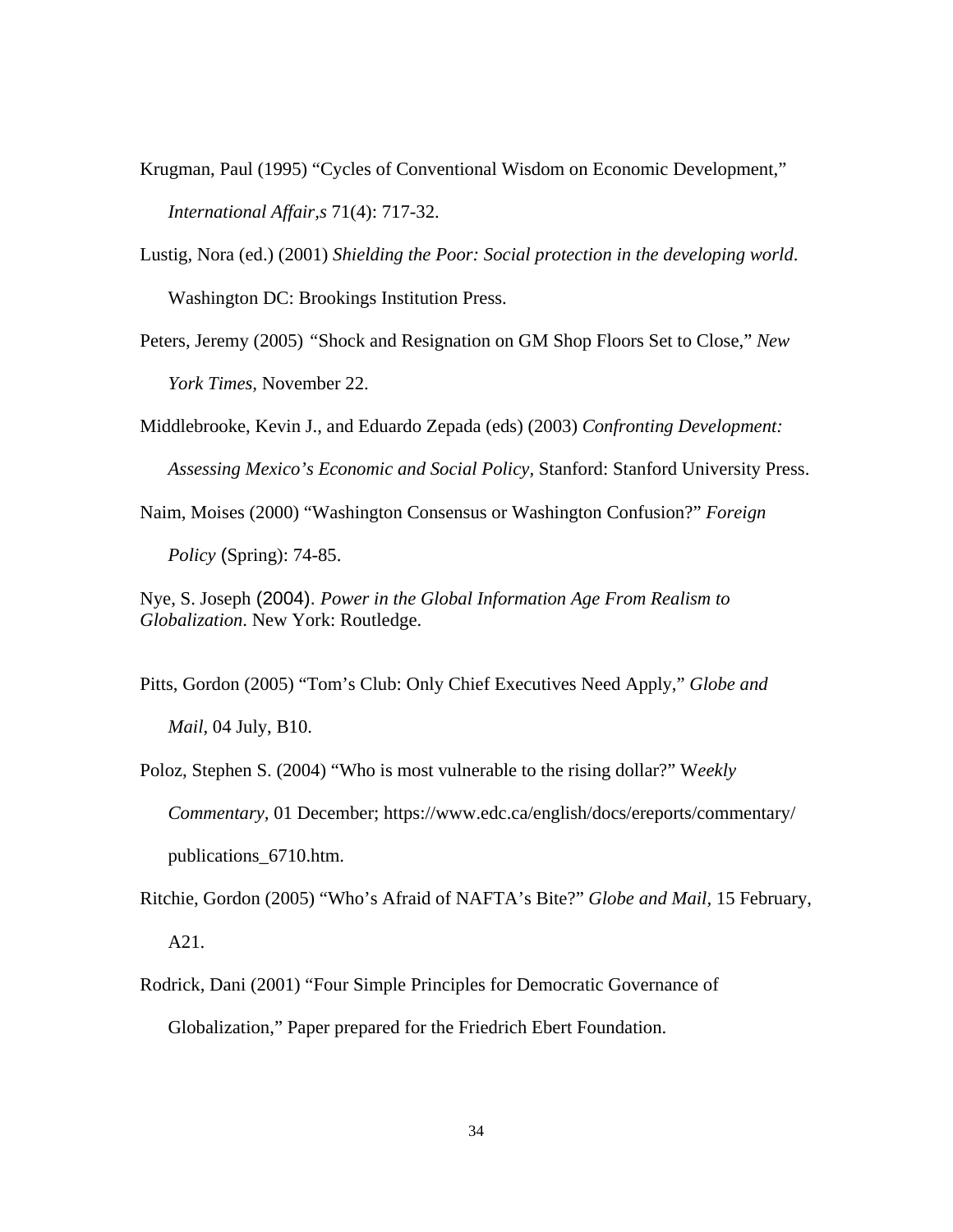Krugman, Paul (1995) “Cycles of Conventional Wisdom on Economic Development,” *International Affair,s* 71(4): 717-32.

Lustig, Nora (ed.) (2001) *Shielding the Poor: Social protection in the developing world*. Washington DC: Brookings Institution Press.

Peters, Jeremy (2005) “Shock and Resignation on GM Shop Floors Set to Close,” *New York Times*, November 22.

Middlebrooke, Kevin J., and Eduardo Zepada (eds) (2003) *Confronting Development: Assessing Mexico’s Economic and Social Policy*, Stanford: Stanford University Press.

Naim, Moises (2000) “Washington Consensus or Washington Confusion?” *Foreign Policy* (Spring): 74-85.

Nye, S. Joseph (2004). *Power in the Global Information Age From Realism to Globalization*. New York: Routledge.

Pitts, Gordon (2005) “Tom’s Club: Only Chief Executives Need Apply,” *Globe and Mail*, 04 July, B10.

Poloz, Stephen S. (2004) “Who is most vulnerable to the rising dollar?” W*eekly Commentary*, 01 December; https://www.edc.ca/english/docs/ereports/commentary/publications_6710.htm.

Ritchie, Gordon (2005) “Who’s Afraid of NAFTA’s Bite?” *Globe and Mail*, 15 February, A21.

Rodrick, Dani (2001) “Four Simple Principles for Democratic Governance of Globalization,” Paper prepared for the Friedrich Ebert Foundation.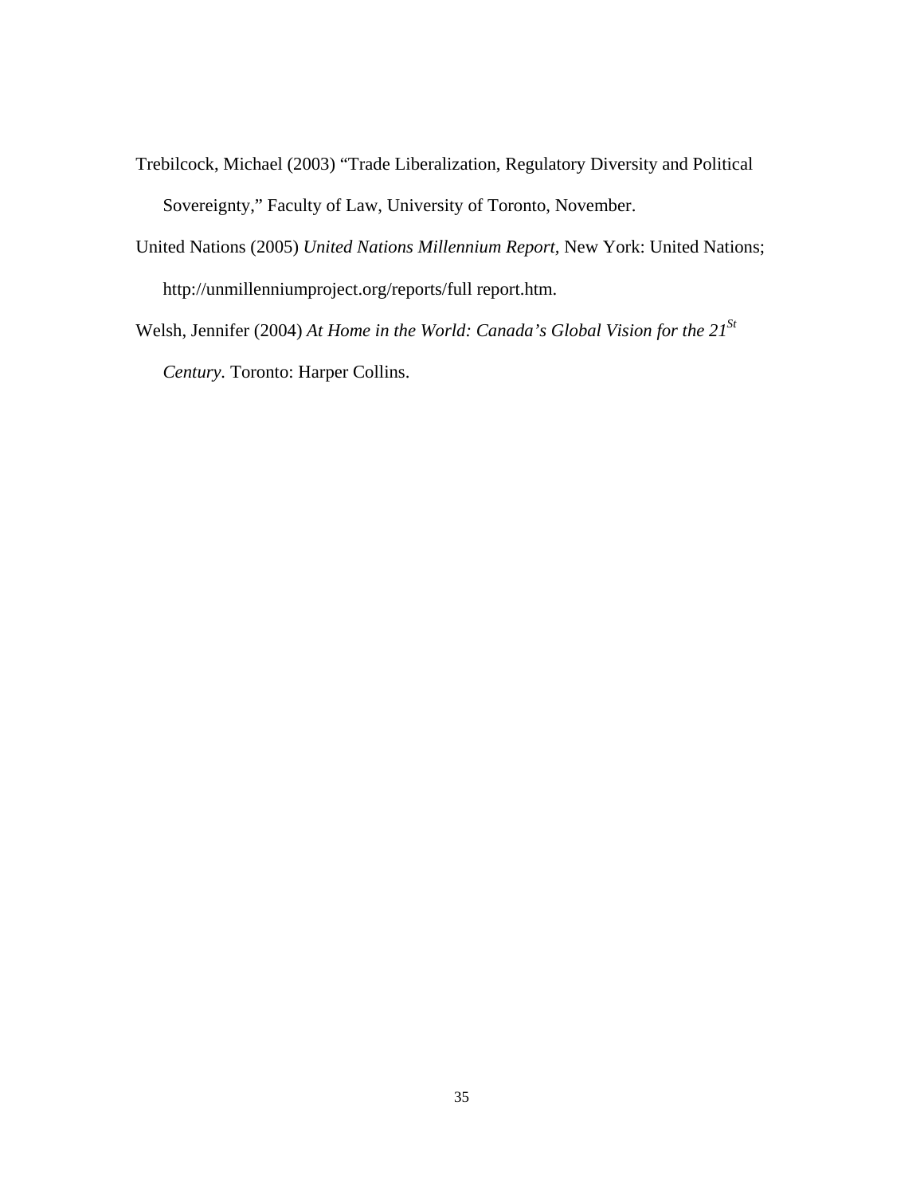Trebilcock, Michael (2003) "Trade Liberalization, Regulatory Diversity and Political Sovereignty," Faculty of Law, University of Toronto, November.

United Nations (2005) *United Nations Millennium Report*, New York: United Nations; http://unmillenniumproject.org/reports/full report.htm.

Welsh, Jennifer (2004) *At Home in the World: Canada's Global Vision for the 21St Century.* Toronto: Harper Collins.